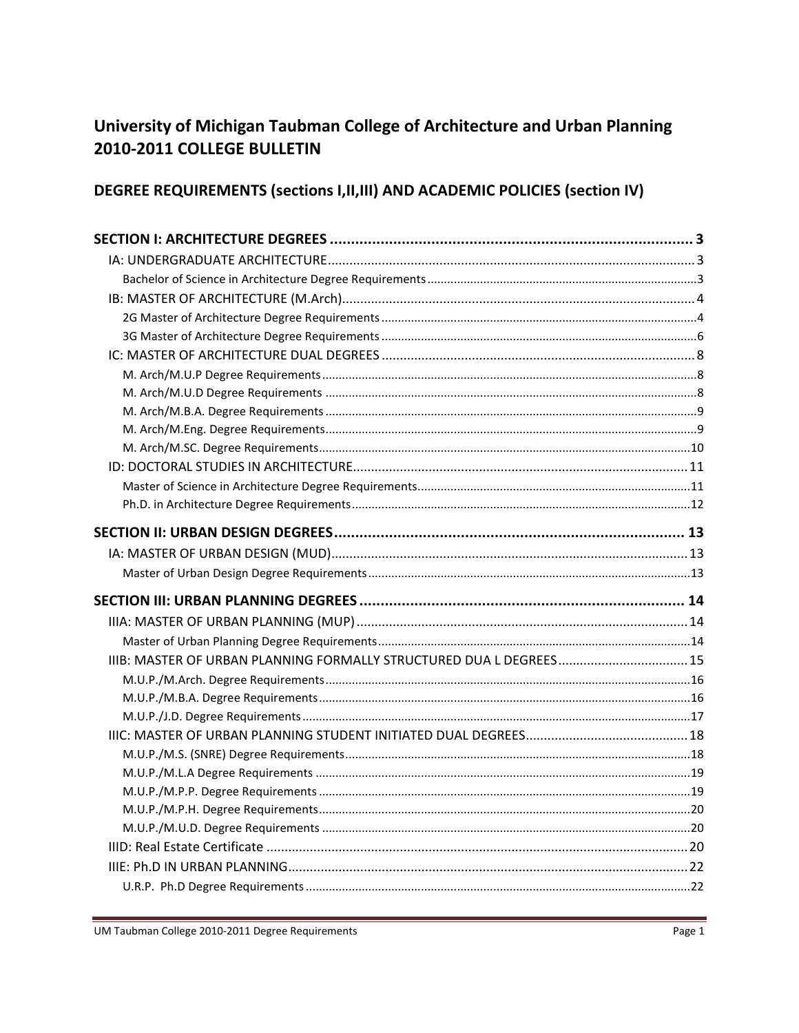# University of Michigan Taubman College of Architecture and Urban Planning 2010-2011 COLLEGE BULLETIN

## DEGREE REQUIREMENTS (sections I,II,III) AND ACADEMIC POLICIES (section IV)

**SECTION I: ARCHITECTURE DEGREES** ........................................ 3

- IA: UNDERGRADUATE ARCHITECTURE ........................................ 3
  - Bachelor of Science in Architecture Degree Requirements ........................................ 3
- IB: MASTER OF ARCHITECTURE (M.Arch) ........................................ 4
  - 2G Master of Architecture Degree Requirements ........................................ 4
  - 3G Master of Architecture Degree Requirements ........................................ 6
- IC: MASTER OF ARCHITECTURE DUAL DEGREES ........................................ 8
  - M. Arch/M.U.P Degree Requirements ........................................ 8
  - M. Arch/M.U.D Degree Requirements ........................................ 8
  - M. Arch/M.B.A. Degree Requirements ........................................ 9
  - M. Arch/M.Eng. Degree Requirements ........................................ 9
  - M. Arch/M.SC. Degree Requirements ........................................ 10
- ID: DOCTORAL STUDIES IN ARCHITECTURE ........................................ 11
  - Master of Science in Architecture Degree Requirements ........................................ 11
  - Ph.D. in Architecture Degree Requirements ........................................ 12

**SECTION II: URBAN DESIGN DEGREES** ........................................ 13

- IA: MASTER OF URBAN DESIGN (MUD) ........................................ 13
  - Master of Urban Design Degree Requirements ........................................ 13

**SECTION III: URBAN PLANNING DEGREES** ........................................ 14

- IIIA: MASTER OF URBAN PLANNING (MUP) ........................................ 14
  - Master of Urban Planning Degree Requirements ........................................ 14
- IIIB: MASTER OF URBAN PLANNING FORMALLY STRUCTURED DUA L DEGREES ........................................ 15
  - M.U.P./M.Arch. Degree Requirements ........................................ 16
  - M.U.P./M.B.A. Degree Requirements ........................................ 16
  - M.U.P./J.D. Degree Requirements ........................................ 17
- IIIC: MASTER OF URBAN PLANNING STUDENT INITIATED DUAL DEGREES ........................................ 18
  - M.U.P./M.S. (SNRE) Degree Requirements ........................................ 18
  - M.U.P./M.L.A Degree Requirements ........................................ 19
  - M.U.P./M.P.P. Degree Requirements ........................................ 19
  - M.U.P./M.P.H. Degree Requirements ........................................ 20
  - M.U.P./M.U.D. Degree Requirements ........................................ 20
- IIID: Real Estate Certificate ........................................ 20
- IIIE: Ph.D IN URBAN PLANNING ........................................ 22
  - U.R.P. Ph.D Degree Requirements ........................................ 22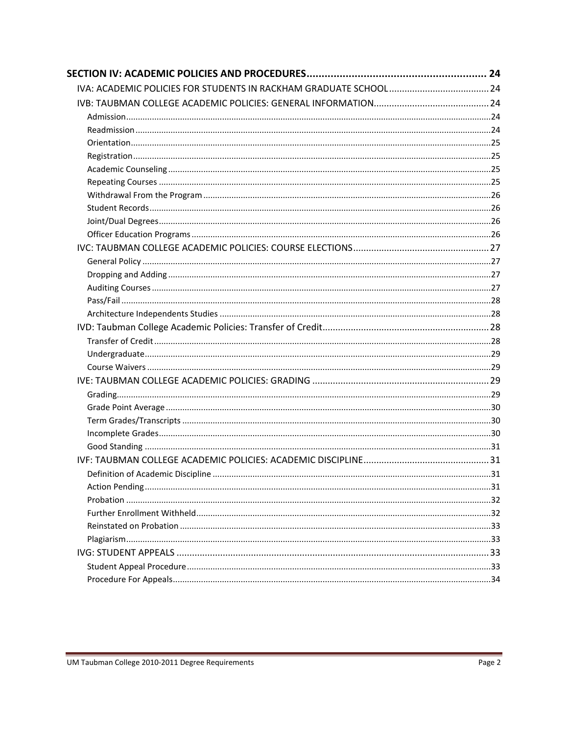**SECTION IV: ACADEMIC POLICIES AND PROCEDURES** ............................................................ 24

- IVA: ACADEMIC POLICIES FOR STUDENTS IN RACKHAM GRADUATE SCHOOL ...................................... 24
- IVB: TAUBMAN COLLEGE ACADEMIC POLICIES: GENERAL INFORMATION ............................................ 24
  - Admission ............................................................ 24
  - Readmission ............................................................ 24
  - Orientation ............................................................ 25
  - Registration ............................................................ 25
  - Academic Counseling ............................................................ 25
  - Repeating Courses ............................................................ 25
  - Withdrawal From the Program ............................................................ 26
  - Student Records ............................................................ 26
  - Joint/Dual Degrees ............................................................ 26
  - Officer Education Programs ............................................................ 26
- IVC: TAUBMAN COLLEGE ACADEMIC POLICIES: COURSE ELECTIONS ..................................................... 27
  - General Policy ............................................................ 27
  - Dropping and Adding ............................................................ 27
  - Auditing Courses ............................................................ 27
  - Pass/Fail ............................................................ 28
  - Architecture Independents Studies ............................................................ 28
- IVD: Taubman College Academic Policies: Transfer of Credit ................................................................ 28
  - Transfer of Credit ............................................................ 28
  - Undergraduate ............................................................ 29
  - Course Waivers ............................................................ 29
- IVE: TAUBMAN COLLEGE ACADEMIC POLICIES: GRADING ..................................................................... 29
  - Grading ............................................................ 29
  - Grade Point Average ............................................................ 30
  - Term Grades/Transcripts ............................................................ 30
  - Incomplete Grades ............................................................ 30
  - Good Standing ............................................................ 31
- IVF: TAUBMAN COLLEGE ACADEMIC POLICIES: ACADEMIC DISCIPLINE ................................................. 31
  - Definition of Academic Discipline ............................................................ 31
  - Action Pending ............................................................ 31
  - Probation ............................................................ 32
  - Further Enrollment Withheld ............................................................ 32
  - Reinstated on Probation ............................................................ 33
  - Plagiarism ............................................................ 33
- IVG: STUDENT APPEALS ............................................................ 33
  - Student Appeal Procedure ............................................................ 33
  - Procedure For Appeals ............................................................ 34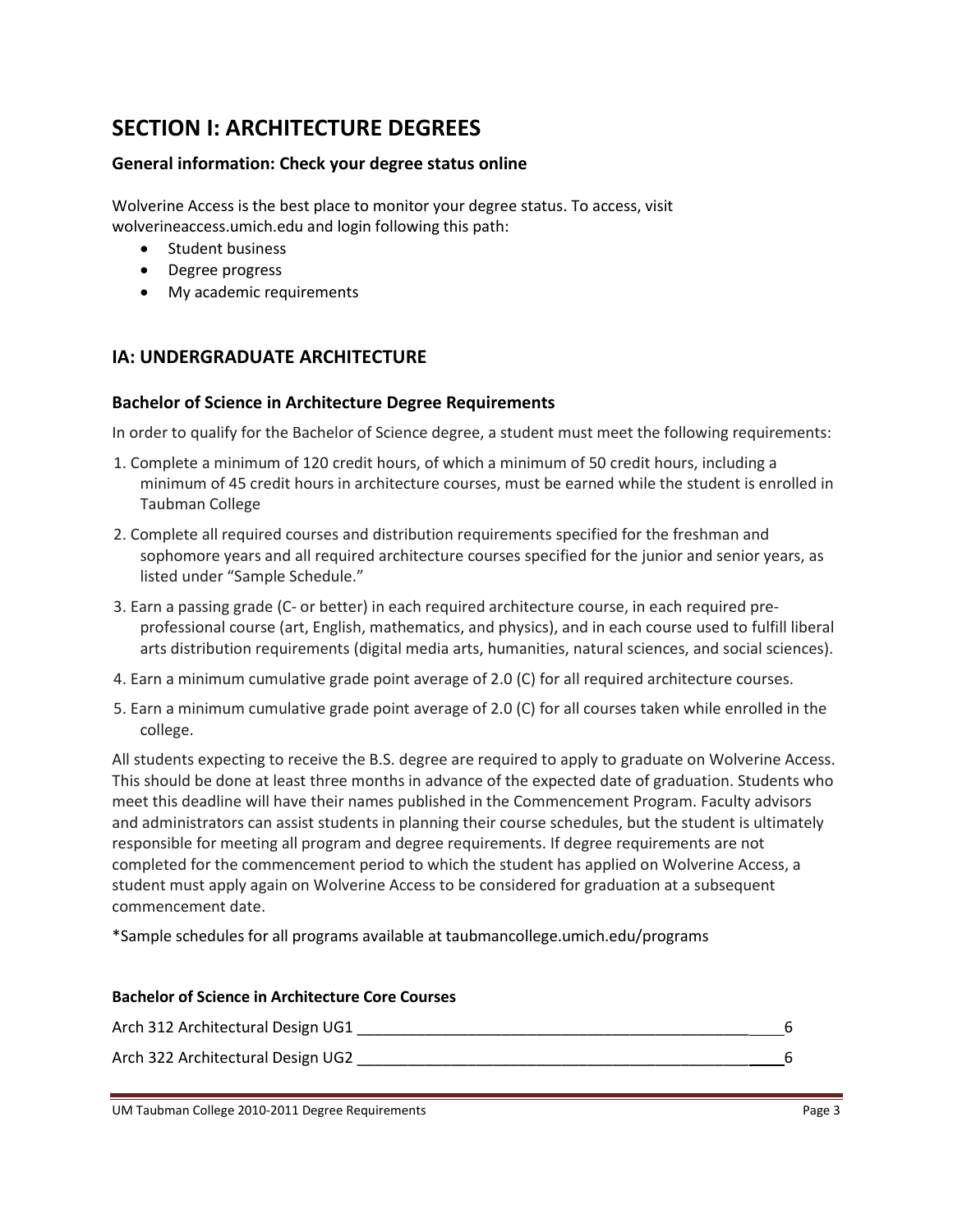# SECTION I: ARCHITECTURE DEGREES

### General information: Check your degree status online

Wolverine Access is the best place to monitor your degree status. To access, visit wolverineaccess.umich.edu and login following this path:

- Student business
- Degree progress
- My academic requirements

## IA: UNDERGRADUATE ARCHITECTURE

### Bachelor of Science in Architecture Degree Requirements

In order to qualify for the Bachelor of Science degree, a student must meet the following requirements:

1. Complete a minimum of 120 credit hours, of which a minimum of 50 credit hours, including a minimum of 45 credit hours in architecture courses, must be earned while the student is enrolled in Taubman College
2. Complete all required courses and distribution requirements specified for the freshman and sophomore years and all required architecture courses specified for the junior and senior years, as listed under "Sample Schedule."
3. Earn a passing grade (C- or better) in each required architecture course, in each required pre-professional course (art, English, mathematics, and physics), and in each course used to fulfill liberal arts distribution requirements (digital media arts, humanities, natural sciences, and social sciences).
4. Earn a minimum cumulative grade point average of 2.0 (C) for all required architecture courses.
5. Earn a minimum cumulative grade point average of 2.0 (C) for all courses taken while enrolled in the college.

All students expecting to receive the B.S. degree are required to apply to graduate on Wolverine Access. This should be done at least three months in advance of the expected date of graduation. Students who meet this deadline will have their names published in the Commencement Program. Faculty advisors and administrators can assist students in planning their course schedules, but the student is ultimately responsible for meeting all program and degree requirements. If degree requirements are not completed for the commencement period to which the student has applied on Wolverine Access, a student must apply again on Wolverine Access to be considered for graduation at a subsequent commencement date.

*Sample schedules for all programs available at taubmancollege.umich.edu/programs

**Bachelor of Science in Architecture Core Courses**

| Course | Credits |
|---|---|
| Arch 312 Architectural Design UG1 | 6 |
| Arch 322 Architectural Design UG2 | 6 |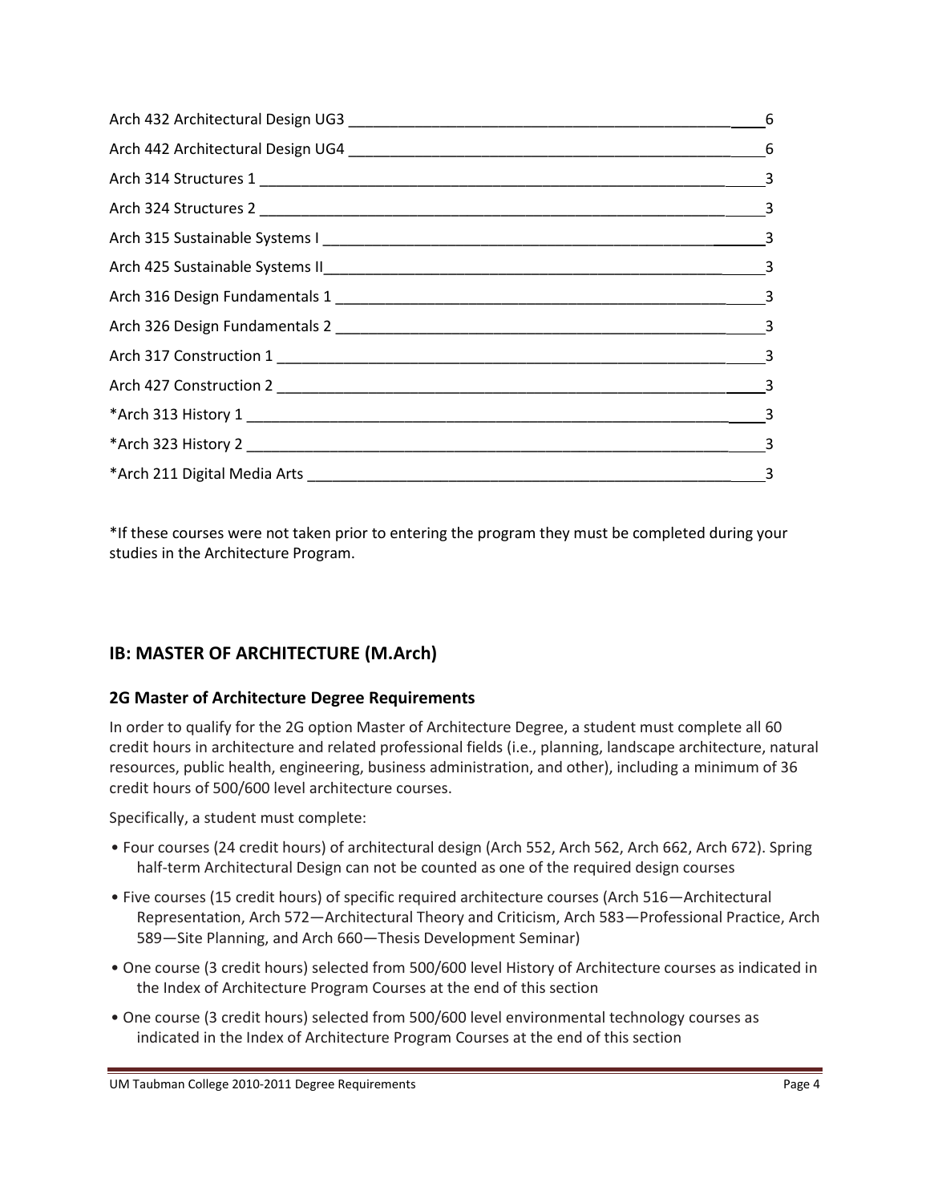| Course | Credits |
|---|---|
| Arch 432 Architectural Design UG3 | 6 |
| Arch 442 Architectural Design UG4 | 6 |
| Arch 314 Structures 1 | 3 |
| Arch 324 Structures 2 | 3 |
| Arch 315 Sustainable Systems I | 3 |
| Arch 425 Sustainable Systems II | 3 |
| Arch 316 Design Fundamentals 1 | 3 |
| Arch 326 Design Fundamentals 2 | 3 |
| Arch 317 Construction 1 | 3 |
| Arch 427 Construction 2 | 3 |
| *Arch 313 History 1 | 3 |
| *Arch 323 History 2 | 3 |
| *Arch 211 Digital Media Arts | 3 |

*If these courses were not taken prior to entering the program they must be completed during your studies in the Architecture Program.

## IB: MASTER OF ARCHITECTURE (M.Arch)

### 2G Master of Architecture Degree Requirements

In order to qualify for the 2G option Master of Architecture Degree, a student must complete all 60 credit hours in architecture and related professional fields (i.e., planning, landscape architecture, natural resources, public health, engineering, business administration, and other), including a minimum of 36 credit hours of 500/600 level architecture courses.

Specifically, a student must complete:

- Four courses (24 credit hours) of architectural design (Arch 552, Arch 562, Arch 662, Arch 672). Spring half-term Architectural Design can not be counted as one of the required design courses
- Five courses (15 credit hours) of specific required architecture courses (Arch 516—Architectural Representation, Arch 572—Architectural Theory and Criticism, Arch 583—Professional Practice, Arch 589—Site Planning, and Arch 660—Thesis Development Seminar)
- One course (3 credit hours) selected from 500/600 level History of Architecture courses as indicated in the Index of Architecture Program Courses at the end of this section
- One course (3 credit hours) selected from 500/600 level environmental technology courses as indicated in the Index of Architecture Program Courses at the end of this section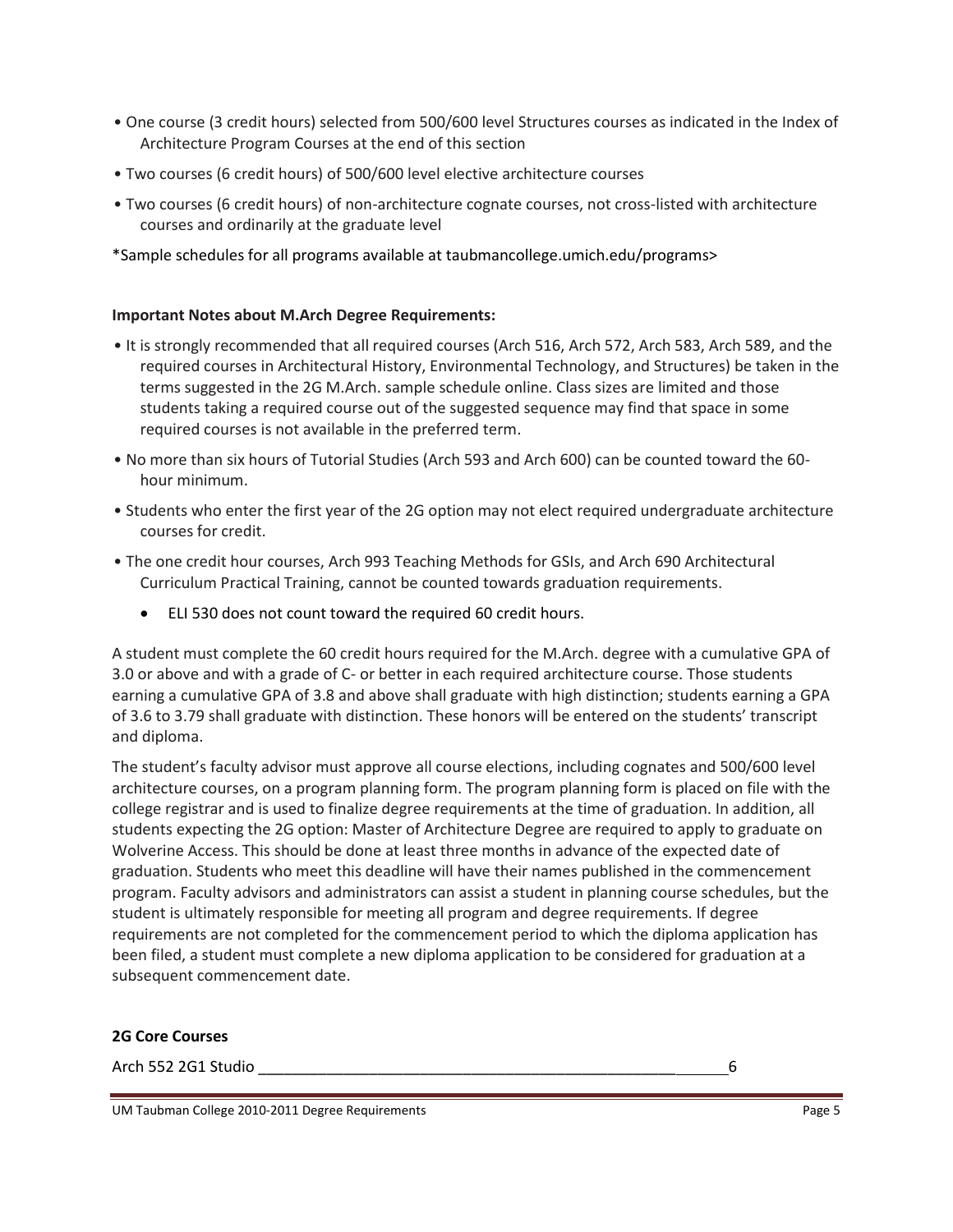- One course (3 credit hours) selected from 500/600 level Structures courses as indicated in the Index of Architecture Program Courses at the end of this section
- Two courses (6 credit hours) of 500/600 level elective architecture courses
- Two courses (6 credit hours) of non-architecture cognate courses, not cross-listed with architecture courses and ordinarily at the graduate level

*Sample schedules for all programs available at taubmancollege.umich.edu/programs>

**Important Notes about M.Arch Degree Requirements:**

- It is strongly recommended that all required courses (Arch 516, Arch 572, Arch 583, Arch 589, and the required courses in Architectural History, Environmental Technology, and Structures) be taken in the terms suggested in the 2G M.Arch. sample schedule online. Class sizes are limited and those students taking a required course out of the suggested sequence may find that space in some required courses is not available in the preferred term.
- No more than six hours of Tutorial Studies (Arch 593 and Arch 600) can be counted toward the 60-hour minimum.
- Students who enter the first year of the 2G option may not elect required undergraduate architecture courses for credit.
- The one credit hour courses, Arch 993 Teaching Methods for GSIs, and Arch 690 Architectural Curriculum Practical Training, cannot be counted towards graduation requirements.
    - ELI 530 does not count toward the required 60 credit hours.

A student must complete the 60 credit hours required for the M.Arch. degree with a cumulative GPA of 3.0 or above and with a grade of C- or better in each required architecture course. Those students earning a cumulative GPA of 3.8 and above shall graduate with high distinction; students earning a GPA of 3.6 to 3.79 shall graduate with distinction. These honors will be entered on the students' transcript and diploma.

The student's faculty advisor must approve all course elections, including cognates and 500/600 level architecture courses, on a program planning form. The program planning form is placed on file with the college registrar and is used to finalize degree requirements at the time of graduation. In addition, all students expecting the 2G option: Master of Architecture Degree are required to apply to graduate on Wolverine Access. This should be done at least three months in advance of the expected date of graduation. Students who meet this deadline will have their names published in the commencement program. Faculty advisors and administrators can assist a student in planning course schedules, but the student is ultimately responsible for meeting all program and degree requirements. If degree requirements are not completed for the commencement period to which the diploma application has been filed, a student must complete a new diploma application to be considered for graduation at a subsequent commencement date.

**2G Core Courses**

Arch 552 2G1 Studio ____________________________________________________ 6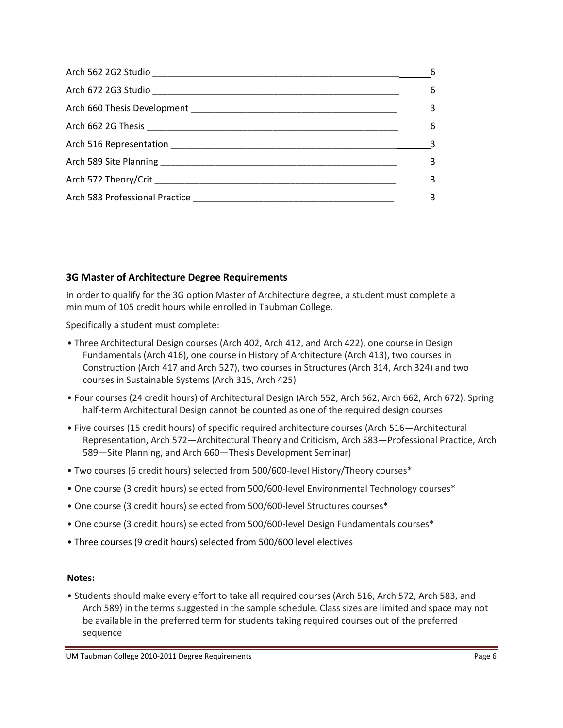| | |
|---|---|
| Arch 562 2G2 Studio | 6 |
| Arch 672 2G3 Studio | 6 |
| Arch 660 Thesis Development | 3 |
| Arch 662 2G Thesis | 6 |
| Arch 516 Representation | 3 |
| Arch 589 Site Planning | 3 |
| Arch 572 Theory/Crit | 3 |
| Arch 583 Professional Practice | 3 |

### 3G Master of Architecture Degree Requirements

In order to qualify for the 3G option Master of Architecture degree, a student must complete a minimum of 105 credit hours while enrolled in Taubman College.

Specifically a student must complete:

- Three Architectural Design courses (Arch 402, Arch 412, and Arch 422), one course in Design Fundamentals (Arch 416), one course in History of Architecture (Arch 413), two courses in Construction (Arch 417 and Arch 527), two courses in Structures (Arch 314, Arch 324) and two courses in Sustainable Systems (Arch 315, Arch 425)
- Four courses (24 credit hours) of Architectural Design (Arch 552, Arch 562, Arch 662, Arch 672). Spring half-term Architectural Design cannot be counted as one of the required design courses
- Five courses (15 credit hours) of specific required architecture courses (Arch 516—Architectural Representation, Arch 572—Architectural Theory and Criticism, Arch 583—Professional Practice, Arch 589—Site Planning, and Arch 660—Thesis Development Seminar)
- Two courses (6 credit hours) selected from 500/600-level History/Theory courses*
- One course (3 credit hours) selected from 500/600-level Environmental Technology courses*
- One course (3 credit hours) selected from 500/600-level Structures courses*
- One course (3 credit hours) selected from 500/600-level Design Fundamentals courses*
- Three courses (9 credit hours) selected from 500/600 level electives

**Notes:**

- Students should make every effort to take all required courses (Arch 516, Arch 572, Arch 583, and Arch 589) in the terms suggested in the sample schedule. Class sizes are limited and space may not be available in the preferred term for students taking required courses out of the preferred sequence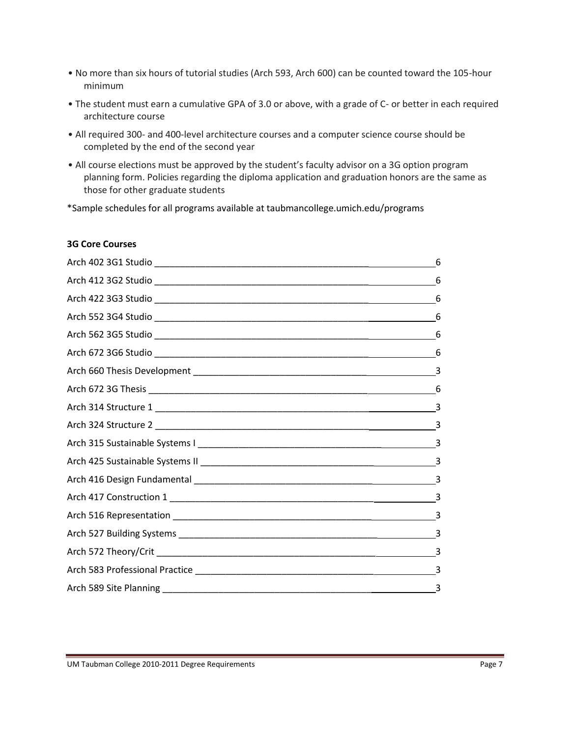- No more than six hours of tutorial studies (Arch 593, Arch 600) can be counted toward the 105-hour minimum
- The student must earn a cumulative GPA of 3.0 or above, with a grade of C- or better in each required architecture course
- All required 300- and 400-level architecture courses and a computer science course should be completed by the end of the second year
- All course elections must be approved by the student's faculty advisor on a 3G option program planning form. Policies regarding the diploma application and graduation honors are the same as those for other graduate students

*Sample schedules for all programs available at taubmancollege.umich.edu/programs

**3G Core Courses**

| Course | Hours |
|---|---|
| Arch 402 3G1 Studio | 6 |
| Arch 412 3G2 Studio | 6 |
| Arch 422 3G3 Studio | 6 |
| Arch 552 3G4 Studio | 6 |
| Arch 562 3G5 Studio | 6 |
| Arch 672 3G6 Studio | 6 |
| Arch 660 Thesis Development | 3 |
| Arch 672 3G Thesis | 6 |
| Arch 314 Structure 1 | 3 |
| Arch 324 Structure 2 | 3 |
| Arch 315 Sustainable Systems I | 3 |
| Arch 425 Sustainable Systems II | 3 |
| Arch 416 Design Fundamental | 3 |
| Arch 417 Construction 1 | 3 |
| Arch 516 Representation | 3 |
| Arch 527 Building Systems | 3 |
| Arch 572 Theory/Crit | 3 |
| Arch 583 Professional Practice | 3 |
| Arch 589 Site Planning | 3 |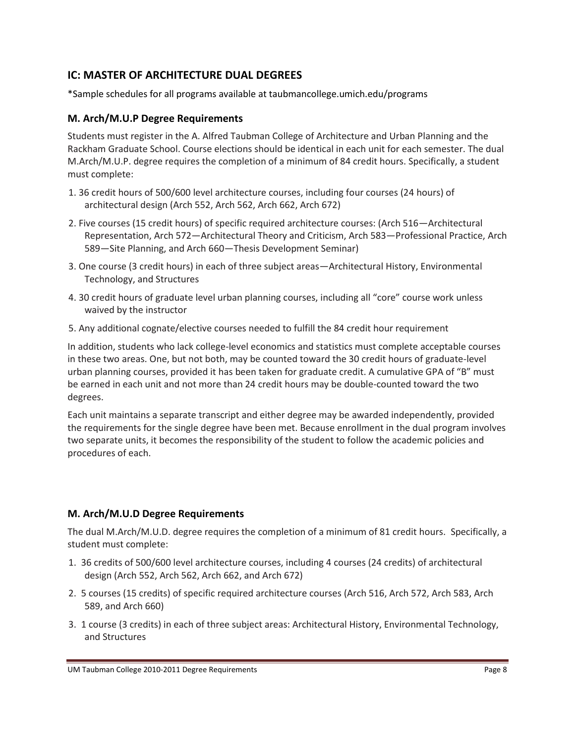## IC: MASTER OF ARCHITECTURE DUAL DEGREES

*Sample schedules for all programs available at taubmancollege.umich.edu/programs

### M. Arch/M.U.P Degree Requirements

Students must register in the A. Alfred Taubman College of Architecture and Urban Planning and the Rackham Graduate School. Course elections should be identical in each unit for each semester. The dual M.Arch/M.U.P. degree requires the completion of a minimum of 84 credit hours. Specifically, a student must complete:

1. 36 credit hours of 500/600 level architecture courses, including four courses (24 hours) of architectural design (Arch 552, Arch 562, Arch 662, Arch 672)
2. Five courses (15 credit hours) of specific required architecture courses: (Arch 516—Architectural Representation, Arch 572—Architectural Theory and Criticism, Arch 583—Professional Practice, Arch 589—Site Planning, and Arch 660—Thesis Development Seminar)
3. One course (3 credit hours) in each of three subject areas—Architectural History, Environmental Technology, and Structures
4. 30 credit hours of graduate level urban planning courses, including all "core" course work unless waived by the instructor
5. Any additional cognate/elective courses needed to fulfill the 84 credit hour requirement

In addition, students who lack college-level economics and statistics must complete acceptable courses in these two areas. One, but not both, may be counted toward the 30 credit hours of graduate-level urban planning courses, provided it has been taken for graduate credit. A cumulative GPA of "B" must be earned in each unit and not more than 24 credit hours may be double-counted toward the two degrees.

Each unit maintains a separate transcript and either degree may be awarded independently, provided the requirements for the single degree have been met. Because enrollment in the dual program involves two separate units, it becomes the responsibility of the student to follow the academic policies and procedures of each.

### M. Arch/M.U.D Degree Requirements

The dual M.Arch/M.U.D. degree requires the completion of a minimum of 81 credit hours. Specifically, a student must complete:

1. 36 credits of 500/600 level architecture courses, including 4 courses (24 credits) of architectural design (Arch 552, Arch 562, Arch 662, and Arch 672)
2. 5 courses (15 credits) of specific required architecture courses (Arch 516, Arch 572, Arch 583, Arch 589, and Arch 660)
3. 1 course (3 credits) in each of three subject areas: Architectural History, Environmental Technology, and Structures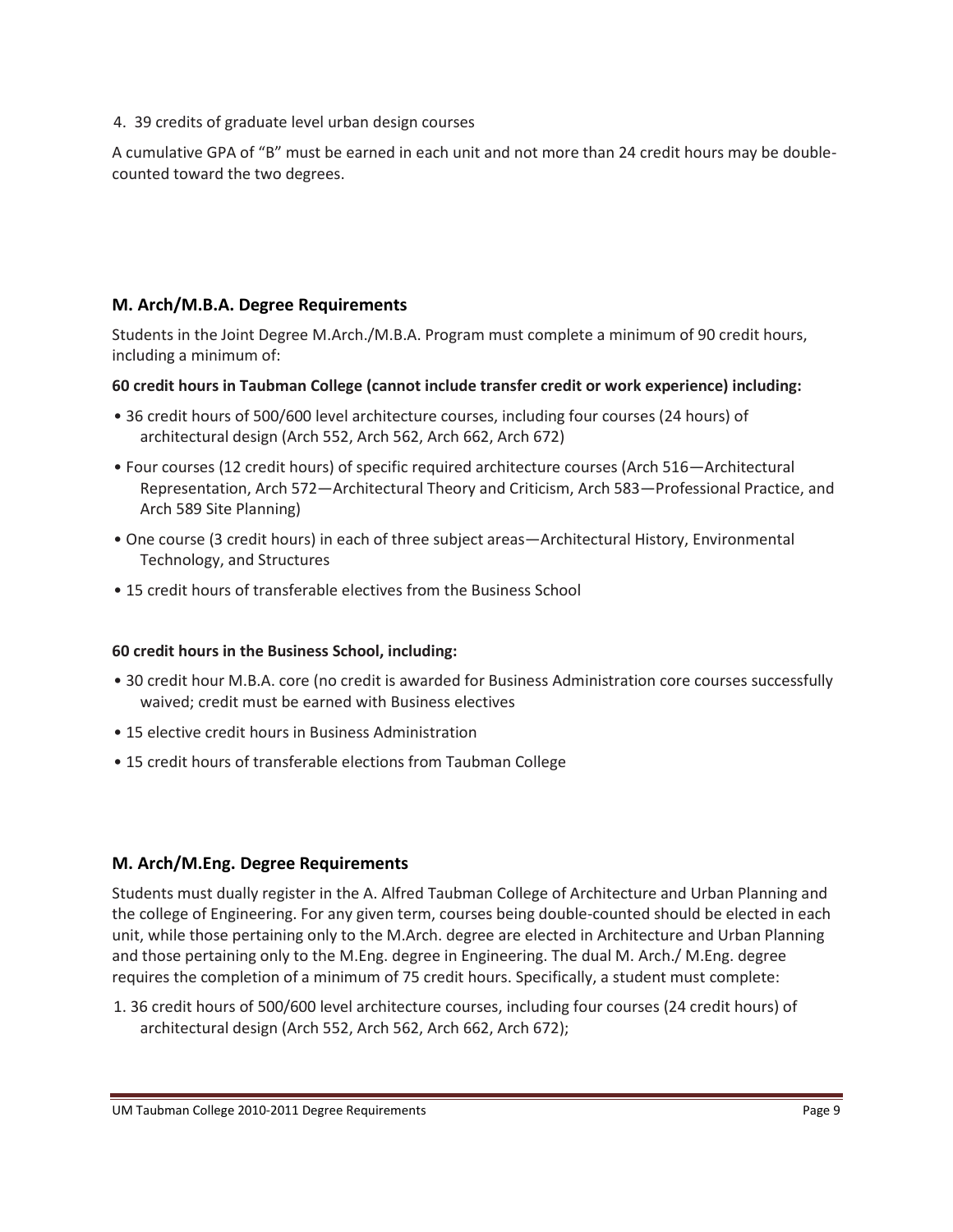4. 39 credits of graduate level urban design courses

A cumulative GPA of "B" must be earned in each unit and not more than 24 credit hours may be double-counted toward the two degrees.

## M. Arch/M.B.A. Degree Requirements

Students in the Joint Degree M.Arch./M.B.A. Program must complete a minimum of 90 credit hours, including a minimum of:

**60 credit hours in Taubman College (cannot include transfer credit or work experience) including:**

- 36 credit hours of 500/600 level architecture courses, including four courses (24 hours) of architectural design (Arch 552, Arch 562, Arch 662, Arch 672)
- Four courses (12 credit hours) of specific required architecture courses (Arch 516—Architectural Representation, Arch 572—Architectural Theory and Criticism, Arch 583—Professional Practice, and Arch 589 Site Planning)
- One course (3 credit hours) in each of three subject areas—Architectural History, Environmental Technology, and Structures
- 15 credit hours of transferable electives from the Business School

**60 credit hours in the Business School, including:**

- 30 credit hour M.B.A. core (no credit is awarded for Business Administration core courses successfully waived; credit must be earned with Business electives
- 15 elective credit hours in Business Administration
- 15 credit hours of transferable elections from Taubman College

## M. Arch/M.Eng. Degree Requirements

Students must dually register in the A. Alfred Taubman College of Architecture and Urban Planning and the college of Engineering. For any given term, courses being double-counted should be elected in each unit, while those pertaining only to the M.Arch. degree are elected in Architecture and Urban Planning and those pertaining only to the M.Eng. degree in Engineering. The dual M. Arch./ M.Eng. degree requires the completion of a minimum of 75 credit hours. Specifically, a student must complete:

1. 36 credit hours of 500/600 level architecture courses, including four courses (24 credit hours) of architectural design (Arch 552, Arch 562, Arch 662, Arch 672);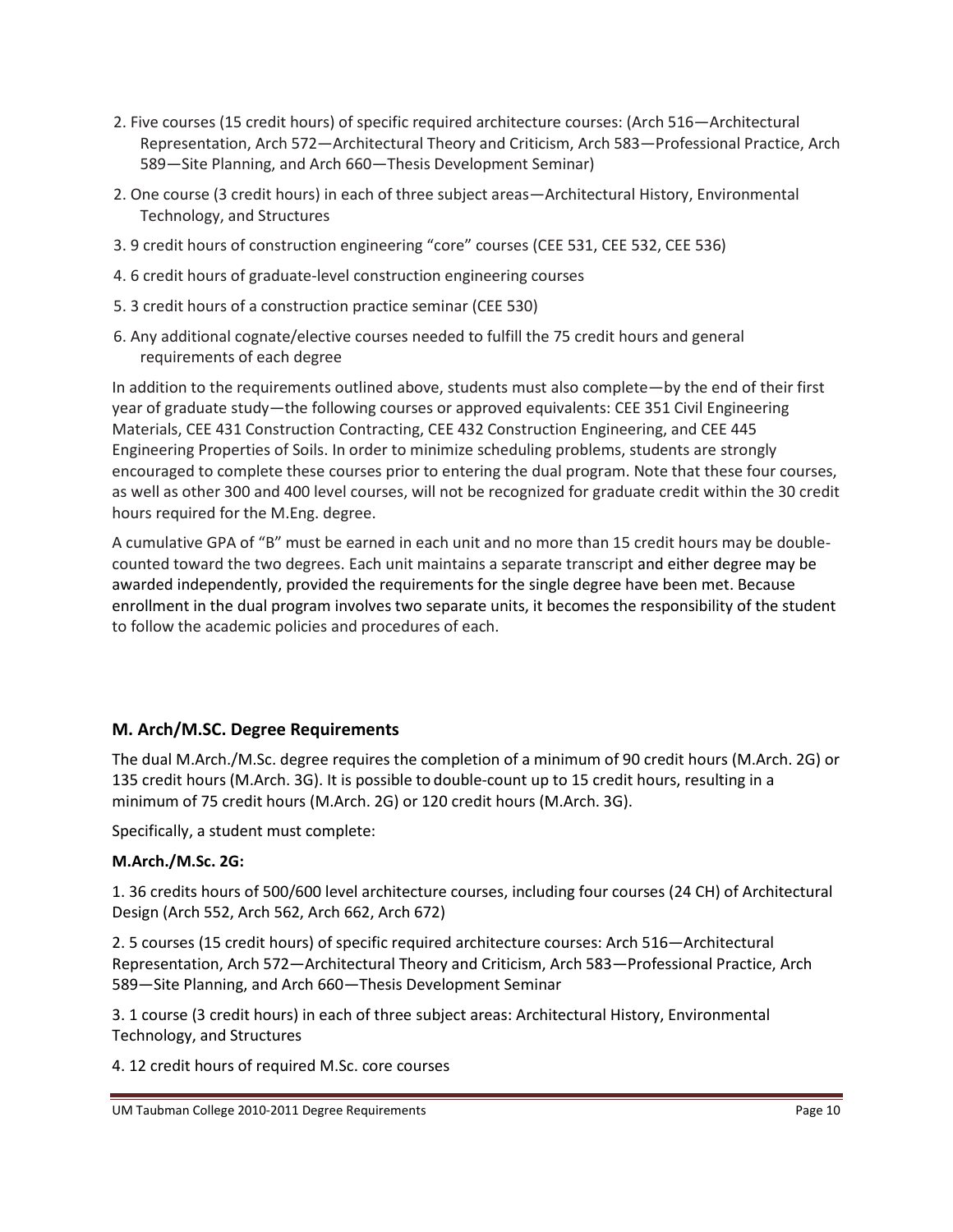2. Five courses (15 credit hours) of specific required architecture courses: (Arch 516—Architectural Representation, Arch 572—Architectural Theory and Criticism, Arch 583—Professional Practice, Arch 589—Site Planning, and Arch 660—Thesis Development Seminar)

2. One course (3 credit hours) in each of three subject areas—Architectural History, Environmental Technology, and Structures

3. 9 credit hours of construction engineering "core" courses (CEE 531, CEE 532, CEE 536)

4. 6 credit hours of graduate-level construction engineering courses

5. 3 credit hours of a construction practice seminar (CEE 530)

6. Any additional cognate/elective courses needed to fulfill the 75 credit hours and general requirements of each degree

In addition to the requirements outlined above, students must also complete—by the end of their first year of graduate study—the following courses or approved equivalents: CEE 351 Civil Engineering Materials, CEE 431 Construction Contracting, CEE 432 Construction Engineering, and CEE 445 Engineering Properties of Soils. In order to minimize scheduling problems, students are strongly encouraged to complete these courses prior to entering the dual program. Note that these four courses, as well as other 300 and 400 level courses, will not be recognized for graduate credit within the 30 credit hours required for the M.Eng. degree.

A cumulative GPA of "B" must be earned in each unit and no more than 15 credit hours may be double-counted toward the two degrees. Each unit maintains a separate transcript and either degree may be awarded independently, provided the requirements for the single degree have been met. Because enrollment in the dual program involves two separate units, it becomes the responsibility of the student to follow the academic policies and procedures of each.

## M. Arch/M.SC. Degree Requirements

The dual M.Arch./M.Sc. degree requires the completion of a minimum of 90 credit hours (M.Arch. 2G) or 135 credit hours (M.Arch. 3G). It is possible to double-count up to 15 credit hours, resulting in a minimum of 75 credit hours (M.Arch. 2G) or 120 credit hours (M.Arch. 3G).

Specifically, a student must complete:

**M.Arch./M.Sc. 2G:**

1. 36 credits hours of 500/600 level architecture courses, including four courses (24 CH) of Architectural Design (Arch 552, Arch 562, Arch 662, Arch 672)

2. 5 courses (15 credit hours) of specific required architecture courses: Arch 516—Architectural Representation, Arch 572—Architectural Theory and Criticism, Arch 583—Professional Practice, Arch 589—Site Planning, and Arch 660—Thesis Development Seminar

3. 1 course (3 credit hours) in each of three subject areas: Architectural History, Environmental Technology, and Structures

4. 12 credit hours of required M.Sc. core courses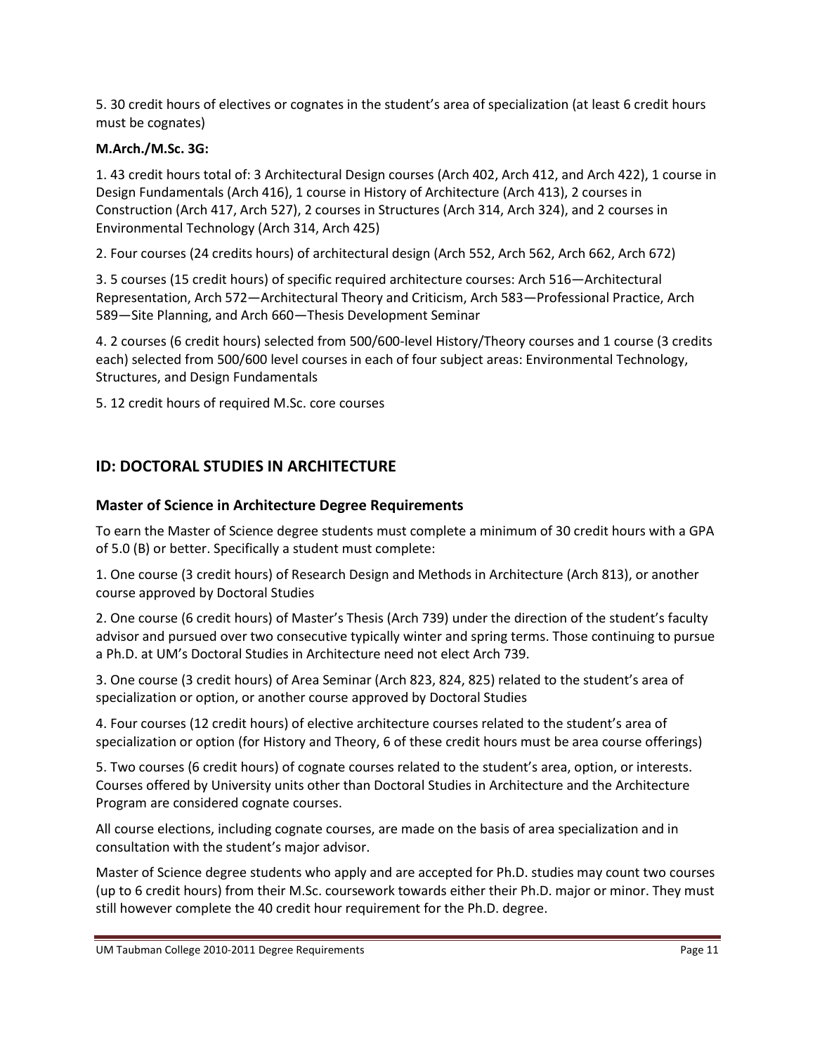5. 30 credit hours of electives or cognates in the student's area of specialization (at least 6 credit hours must be cognates)

**M.Arch./M.Sc. 3G:**

1. 43 credit hours total of: 3 Architectural Design courses (Arch 402, Arch 412, and Arch 422), 1 course in Design Fundamentals (Arch 416), 1 course in History of Architecture (Arch 413), 2 courses in Construction (Arch 417, Arch 527), 2 courses in Structures (Arch 314, Arch 324), and 2 courses in Environmental Technology (Arch 314, Arch 425)

2. Four courses (24 credits hours) of architectural design (Arch 552, Arch 562, Arch 662, Arch 672)

3. 5 courses (15 credit hours) of specific required architecture courses: Arch 516—Architectural Representation, Arch 572—Architectural Theory and Criticism, Arch 583—Professional Practice, Arch 589—Site Planning, and Arch 660—Thesis Development Seminar

4. 2 courses (6 credit hours) selected from 500/600-level History/Theory courses and 1 course (3 credits each) selected from 500/600 level courses in each of four subject areas: Environmental Technology, Structures, and Design Fundamentals

5. 12 credit hours of required M.Sc. core courses

## ID: DOCTORAL STUDIES IN ARCHITECTURE

### Master of Science in Architecture Degree Requirements

To earn the Master of Science degree students must complete a minimum of 30 credit hours with a GPA of 5.0 (B) or better. Specifically a student must complete:

1. One course (3 credit hours) of Research Design and Methods in Architecture (Arch 813), or another course approved by Doctoral Studies

2. One course (6 credit hours) of Master's Thesis (Arch 739) under the direction of the student's faculty advisor and pursued over two consecutive typically winter and spring terms. Those continuing to pursue a Ph.D. at UM's Doctoral Studies in Architecture need not elect Arch 739.

3. One course (3 credit hours) of Area Seminar (Arch 823, 824, 825) related to the student's area of specialization or option, or another course approved by Doctoral Studies

4. Four courses (12 credit hours) of elective architecture courses related to the student's area of specialization or option (for History and Theory, 6 of these credit hours must be area course offerings)

5. Two courses (6 credit hours) of cognate courses related to the student's area, option, or interests. Courses offered by University units other than Doctoral Studies in Architecture and the Architecture Program are considered cognate courses.

All course elections, including cognate courses, are made on the basis of area specialization and in consultation with the student's major advisor.

Master of Science degree students who apply and are accepted for Ph.D. studies may count two courses (up to 6 credit hours) from their M.Sc. coursework towards either their Ph.D. major or minor. They must still however complete the 40 credit hour requirement for the Ph.D. degree.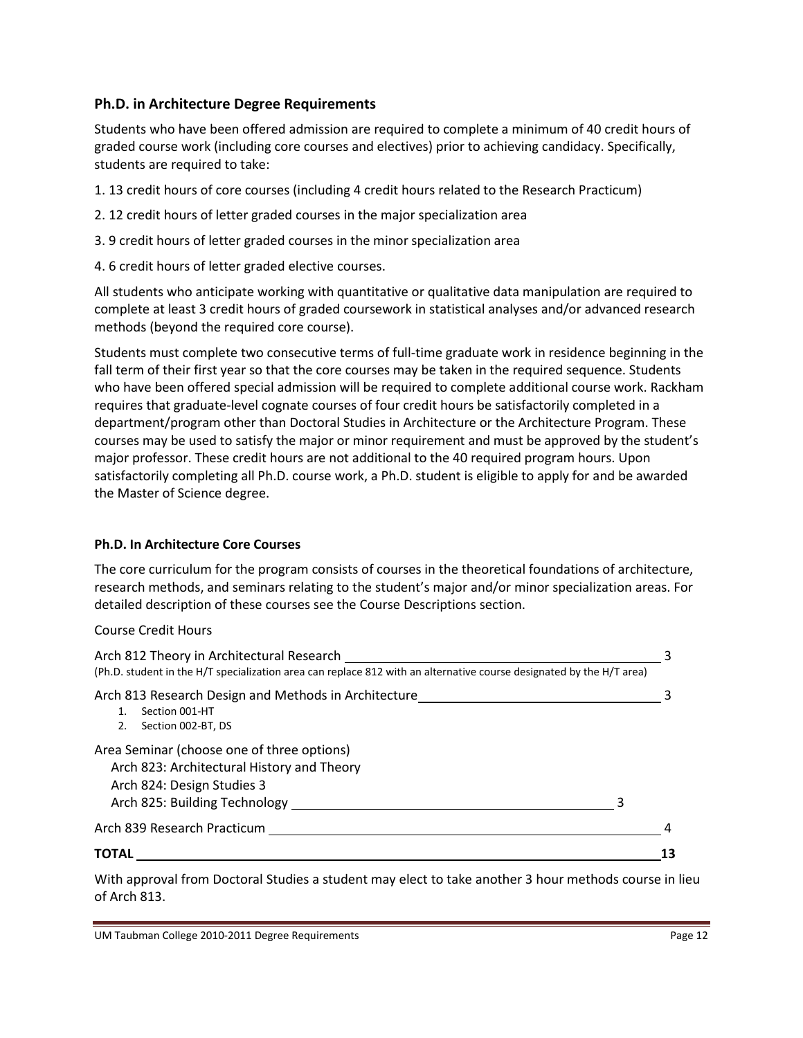### Ph.D. in Architecture Degree Requirements

Students who have been offered admission are required to complete a minimum of 40 credit hours of graded course work (including core courses and electives) prior to achieving candidacy. Specifically, students are required to take:

1. 13 credit hours of core courses (including 4 credit hours related to the Research Practicum)
2. 12 credit hours of letter graded courses in the major specialization area
3. 9 credit hours of letter graded courses in the minor specialization area
4. 6 credit hours of letter graded elective courses.

All students who anticipate working with quantitative or qualitative data manipulation are required to complete at least 3 credit hours of graded coursework in statistical analyses and/or advanced research methods (beyond the required core course).

Students must complete two consecutive terms of full-time graduate work in residence beginning in the fall term of their first year so that the core courses may be taken in the required sequence. Students who have been offered special admission will be required to complete additional course work. Rackham requires that graduate-level cognate courses of four credit hours be satisfactorily completed in a department/program other than Doctoral Studies in Architecture or the Architecture Program. These courses may be used to satisfy the major or minor requirement and must be approved by the student's major professor. These credit hours are not additional to the 40 required program hours. Upon satisfactorily completing all Ph.D. course work, a Ph.D. student is eligible to apply for and be awarded the Master of Science degree.

#### Ph.D. In Architecture Core Courses

The core curriculum for the program consists of courses in the theoretical foundations of architecture, research methods, and seminars relating to the student's major and/or minor specialization areas. For detailed description of these courses see the Course Descriptions section.

| Course | Credit Hours |
|---|---|
| Arch 812 Theory in Architectural Research<br>(Ph.D. student in the H/T specialization area can replace 812 with an alternative course designated by the H/T area) | 3 |
| Arch 813 Research Design and Methods in Architecture<br>1. Section 001-HT<br>2. Section 002-BT, DS | 3 |
| Area Seminar (choose one of three options)<br>Arch 823: Architectural History and Theory<br>Arch 824: Design Studies 3<br>Arch 825: Building Technology | 3 |
| Arch 839 Research Practicum | 4 |
| **TOTAL** | **13** |

With approval from Doctoral Studies a student may elect to take another 3 hour methods course in lieu of Arch 813.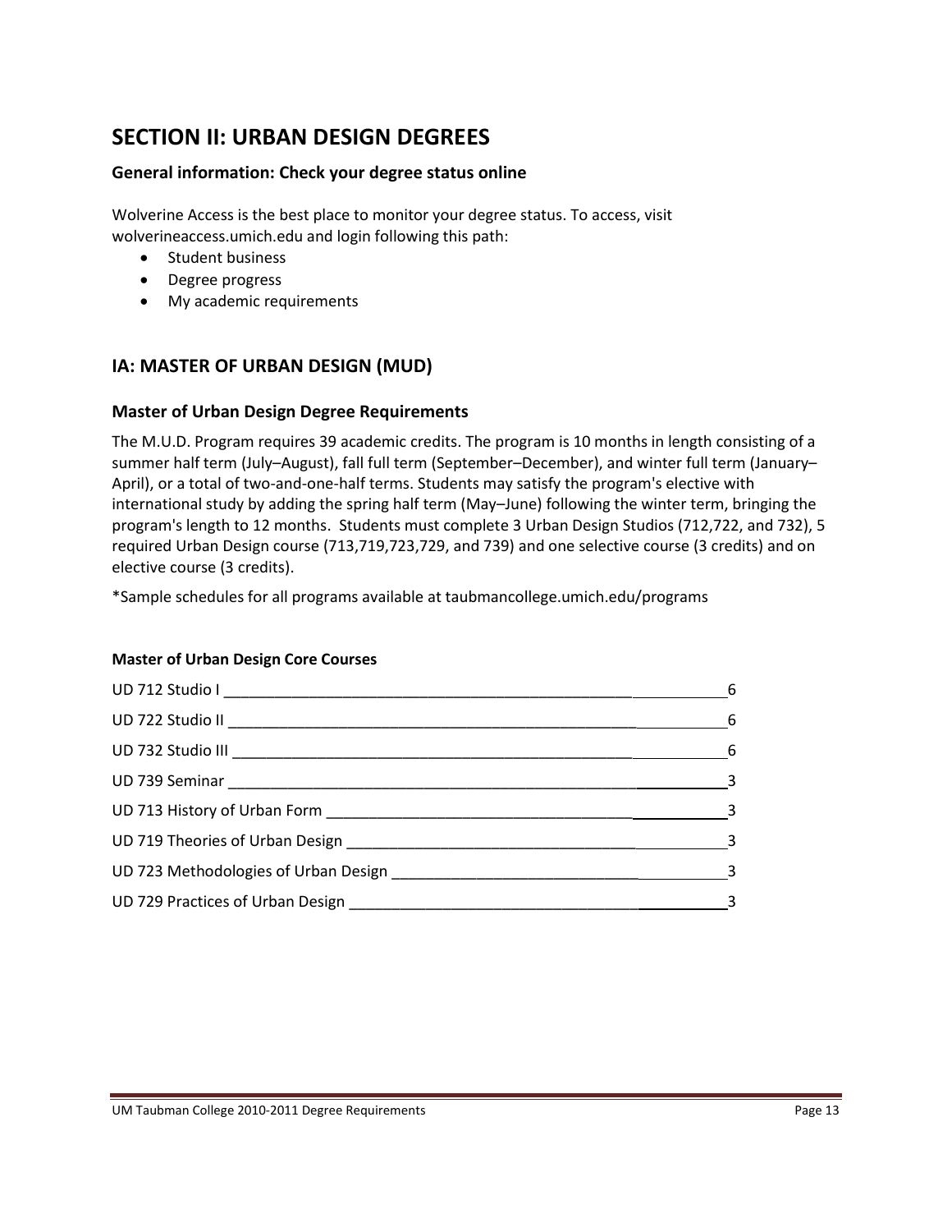# SECTION II: URBAN DESIGN DEGREES

### General information: Check your degree status online

Wolverine Access is the best place to monitor your degree status. To access, visit wolverineaccess.umich.edu and login following this path:

- Student business
- Degree progress
- My academic requirements

## IA: MASTER OF URBAN DESIGN (MUD)

### Master of Urban Design Degree Requirements

The M.U.D. Program requires 39 academic credits. The program is 10 months in length consisting of a summer half term (July–August), fall full term (September–December), and winter full term (January–April), or a total of two-and-one-half terms. Students may satisfy the program's elective with international study by adding the spring half term (May–June) following the winter term, bringing the program's length to 12 months. Students must complete 3 Urban Design Studios (712,722, and 732), 5 required Urban Design course (713,719,723,729, and 739) and one selective course (3 credits) and on elective course (3 credits).

*Sample schedules for all programs available at taubmancollege.umich.edu/programs

**Master of Urban Design Core Courses**

| Course | Credits |
|---|---|
| UD 712 Studio I | 6 |
| UD 722 Studio II | 6 |
| UD 732 Studio III | 6 |
| UD 739 Seminar | 3 |
| UD 713 History of Urban Form | 3 |
| UD 719 Theories of Urban Design | 3 |
| UD 723 Methodologies of Urban Design | 3 |
| UD 729 Practices of Urban Design | 3 |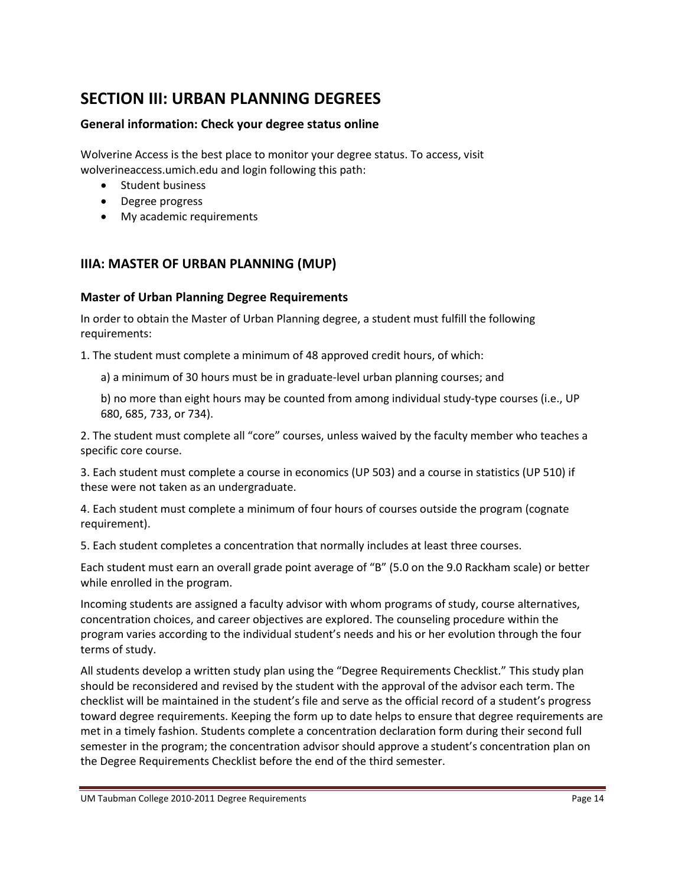# SECTION III: URBAN PLANNING DEGREES

### General information: Check your degree status online

Wolverine Access is the best place to monitor your degree status. To access, visit wolverineaccess.umich.edu and login following this path:

- Student business
- Degree progress
- My academic requirements

## IIIA: MASTER OF URBAN PLANNING (MUP)

### Master of Urban Planning Degree Requirements

In order to obtain the Master of Urban Planning degree, a student must fulfill the following requirements:

1. The student must complete a minimum of 48 approved credit hours, of which:

   a) a minimum of 30 hours must be in graduate-level urban planning courses; and

   b) no more than eight hours may be counted from among individual study-type courses (i.e., UP 680, 685, 733, or 734).

2. The student must complete all "core" courses, unless waived by the faculty member who teaches a specific core course.

3. Each student must complete a course in economics (UP 503) and a course in statistics (UP 510) if these were not taken as an undergraduate.

4. Each student must complete a minimum of four hours of courses outside the program (cognate requirement).

5. Each student completes a concentration that normally includes at least three courses.

Each student must earn an overall grade point average of "B" (5.0 on the 9.0 Rackham scale) or better while enrolled in the program.

Incoming students are assigned a faculty advisor with whom programs of study, course alternatives, concentration choices, and career objectives are explored. The counseling procedure within the program varies according to the individual student's needs and his or her evolution through the four terms of study.

All students develop a written study plan using the "Degree Requirements Checklist." This study plan should be reconsidered and revised by the student with the approval of the advisor each term. The checklist will be maintained in the student's file and serve as the official record of a student's progress toward degree requirements. Keeping the form up to date helps to ensure that degree requirements are met in a timely fashion. Students complete a concentration declaration form during their second full semester in the program; the concentration advisor should approve a student's concentration plan on the Degree Requirements Checklist before the end of the third semester.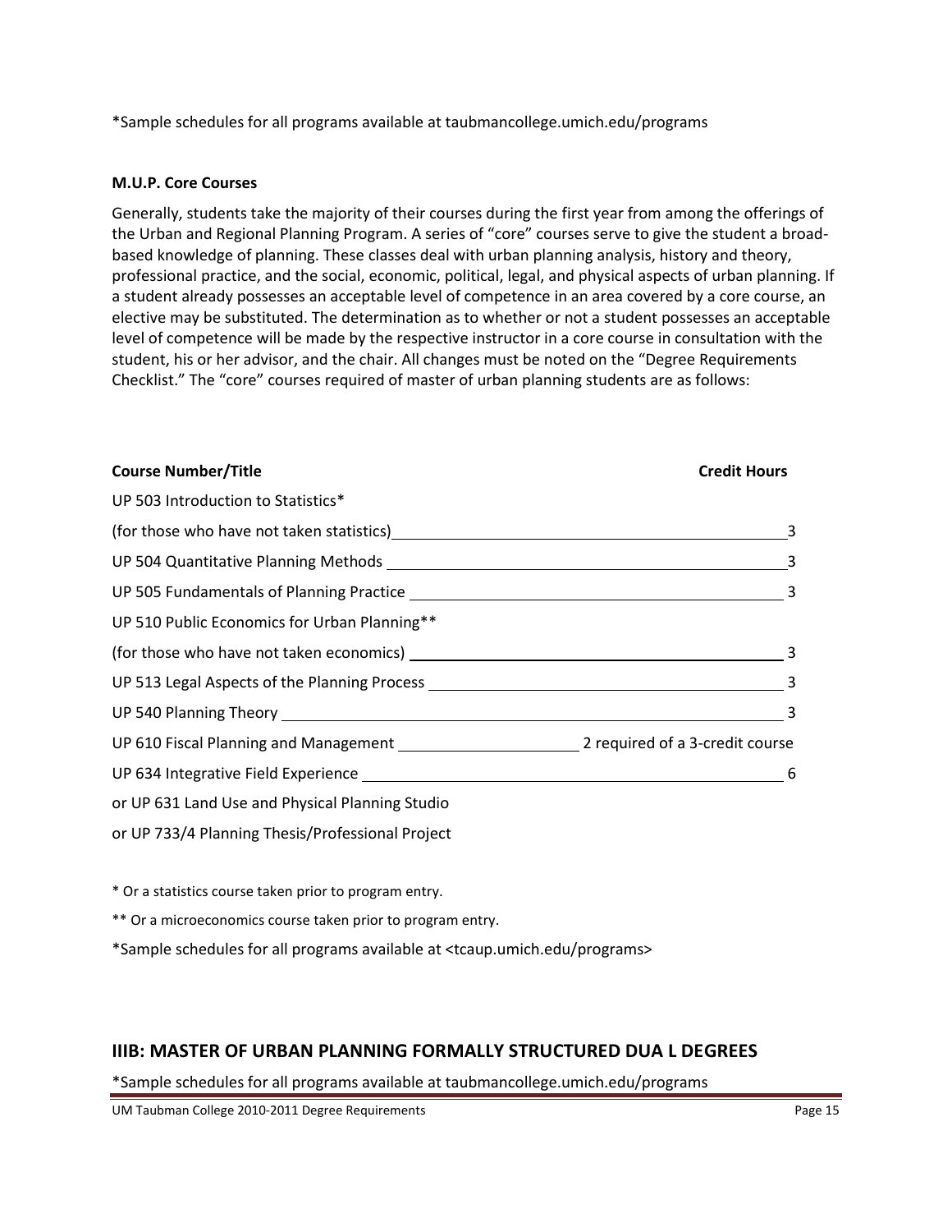*Sample schedules for all programs available at taubmancollege.umich.edu/programs

**M.U.P. Core Courses**

Generally, students take the majority of their courses during the first year from among the offerings of the Urban and Regional Planning Program. A series of "core" courses serve to give the student a broad-based knowledge of planning. These classes deal with urban planning analysis, history and theory, professional practice, and the social, economic, political, legal, and physical aspects of urban planning. If a student already possesses an acceptable level of competence in an area covered by a core course, an elective may be substituted. The determination as to whether or not a student possesses an acceptable level of competence will be made by the respective instructor in a core course in consultation with the student, his or her advisor, and the chair. All changes must be noted on the "Degree Requirements Checklist." The "core" courses required of master of urban planning students are as follows:

| Course Number/Title | Credit Hours |
|---|---|
| UP 503 Introduction to Statistics* (for those who have not taken statistics) | 3 |
| UP 504 Quantitative Planning Methods | 3 |
| UP 505 Fundamentals of Planning Practice | 3 |
| UP 510 Public Economics for Urban Planning** (for those who have not taken economics) | 3 |
| UP 513 Legal Aspects of the Planning Process | 3 |
| UP 540 Planning Theory | 3 |
| UP 610 Fiscal Planning and Management | 2 required of a 3-credit course |
| UP 634 Integrative Field Experience or UP 631 Land Use and Physical Planning Studio or UP 733/4 Planning Thesis/Professional Project | 6 |

* Or a statistics course taken prior to program entry.

** Or a microeconomics course taken prior to program entry.

*Sample schedules for all programs available at <tcaup.umich.edu/programs>

## IIIB: MASTER OF URBAN PLANNING FORMALLY STRUCTURED DUA L DEGREES

*Sample schedules for all programs available at taubmancollege.umich.edu/programs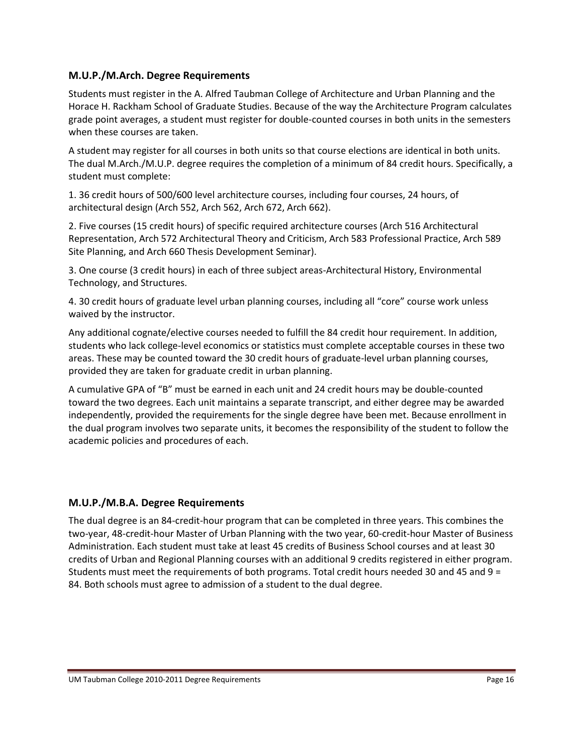## M.U.P./M.Arch. Degree Requirements

Students must register in the A. Alfred Taubman College of Architecture and Urban Planning and the Horace H. Rackham School of Graduate Studies. Because of the way the Architecture Program calculates grade point averages, a student must register for double-counted courses in both units in the semesters when these courses are taken.

A student may register for all courses in both units so that course elections are identical in both units. The dual M.Arch./M.U.P. degree requires the completion of a minimum of 84 credit hours. Specifically, a student must complete:

1. 36 credit hours of 500/600 level architecture courses, including four courses, 24 hours, of architectural design (Arch 552, Arch 562, Arch 672, Arch 662).

2. Five courses (15 credit hours) of specific required architecture courses (Arch 516 Architectural Representation, Arch 572 Architectural Theory and Criticism, Arch 583 Professional Practice, Arch 589 Site Planning, and Arch 660 Thesis Development Seminar).

3. One course (3 credit hours) in each of three subject areas-Architectural History, Environmental Technology, and Structures.

4. 30 credit hours of graduate level urban planning courses, including all "core" course work unless waived by the instructor.

Any additional cognate/elective courses needed to fulfill the 84 credit hour requirement. In addition, students who lack college-level economics or statistics must complete acceptable courses in these two areas. These may be counted toward the 30 credit hours of graduate-level urban planning courses, provided they are taken for graduate credit in urban planning.

A cumulative GPA of "B" must be earned in each unit and 24 credit hours may be double-counted toward the two degrees. Each unit maintains a separate transcript, and either degree may be awarded independently, provided the requirements for the single degree have been met. Because enrollment in the dual program involves two separate units, it becomes the responsibility of the student to follow the academic policies and procedures of each.

## M.U.P./M.B.A. Degree Requirements

The dual degree is an 84-credit-hour program that can be completed in three years. This combines the two-year, 48-credit-hour Master of Urban Planning with the two year, 60-credit-hour Master of Business Administration. Each student must take at least 45 credits of Business School courses and at least 30 credits of Urban and Regional Planning courses with an additional 9 credits registered in either program. Students must meet the requirements of both programs. Total credit hours needed 30 and 45 and 9 = 84. Both schools must agree to admission of a student to the dual degree.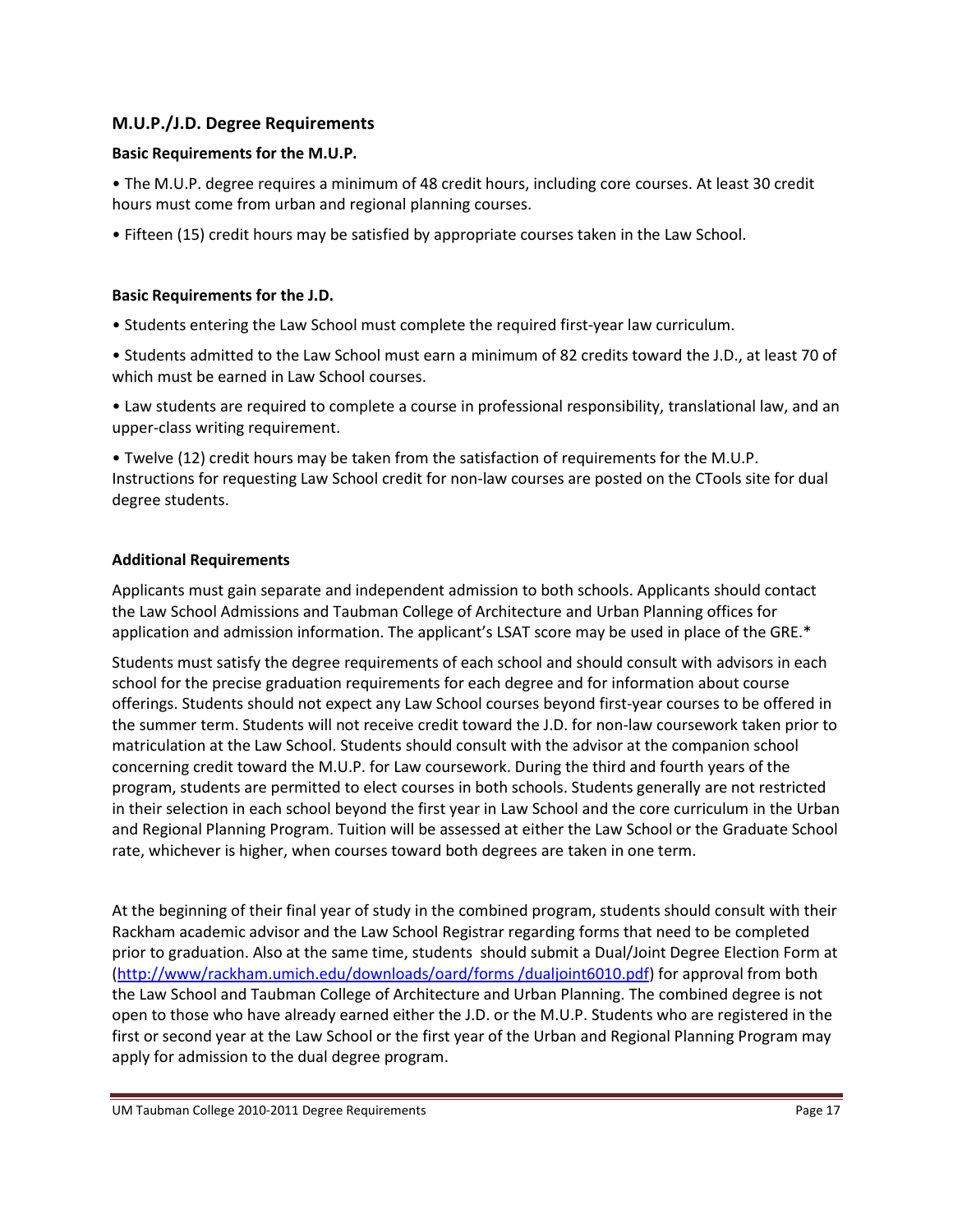## M.U.P./J.D. Degree Requirements

### Basic Requirements for the M.U.P.

• The M.U.P. degree requires a minimum of 48 credit hours, including core courses. At least 30 credit hours must come from urban and regional planning courses.

• Fifteen (15) credit hours may be satisfied by appropriate courses taken in the Law School.

### Basic Requirements for the J.D.

• Students entering the Law School must complete the required first-year law curriculum.

• Students admitted to the Law School must earn a minimum of 82 credits toward the J.D., at least 70 of which must be earned in Law School courses.

• Law students are required to complete a course in professional responsibility, translational law, and an upper-class writing requirement.

• Twelve (12) credit hours may be taken from the satisfaction of requirements for the M.U.P. Instructions for requesting Law School credit for non-law courses are posted on the CTools site for dual degree students.

### Additional Requirements

Applicants must gain separate and independent admission to both schools. Applicants should contact the Law School Admissions and Taubman College of Architecture and Urban Planning offices for application and admission information. The applicant's LSAT score may be used in place of the GRE.*

Students must satisfy the degree requirements of each school and should consult with advisors in each school for the precise graduation requirements for each degree and for information about course offerings. Students should not expect any Law School courses beyond first-year courses to be offered in the summer term. Students will not receive credit toward the J.D. for non-law coursework taken prior to matriculation at the Law School. Students should consult with the advisor at the companion school concerning credit toward the M.U.P. for Law coursework. During the third and fourth years of the program, students are permitted to elect courses in both schools. Students generally are not restricted in their selection in each school beyond the first year in Law School and the core curriculum in the Urban and Regional Planning Program. Tuition will be assessed at either the Law School or the Graduate School rate, whichever is higher, when courses toward both degrees are taken in one term.

At the beginning of their final year of study in the combined program, students should consult with their Rackham academic advisor and the Law School Registrar regarding forms that need to be completed prior to graduation. Also at the same time, students should submit a Dual/Joint Degree Election Form at ([http://www/rackham.umich.edu/downloads/oard/forms /dualjoint6010.pdf](http://www/rackham.umich.edu/downloads/oard/forms/dualjoint6010.pdf)) for approval from both the Law School and Taubman College of Architecture and Urban Planning. The combined degree is not open to those who have already earned either the J.D. or the M.U.P. Students who are registered in the first or second year at the Law School or the first year of the Urban and Regional Planning Program may apply for admission to the dual degree program.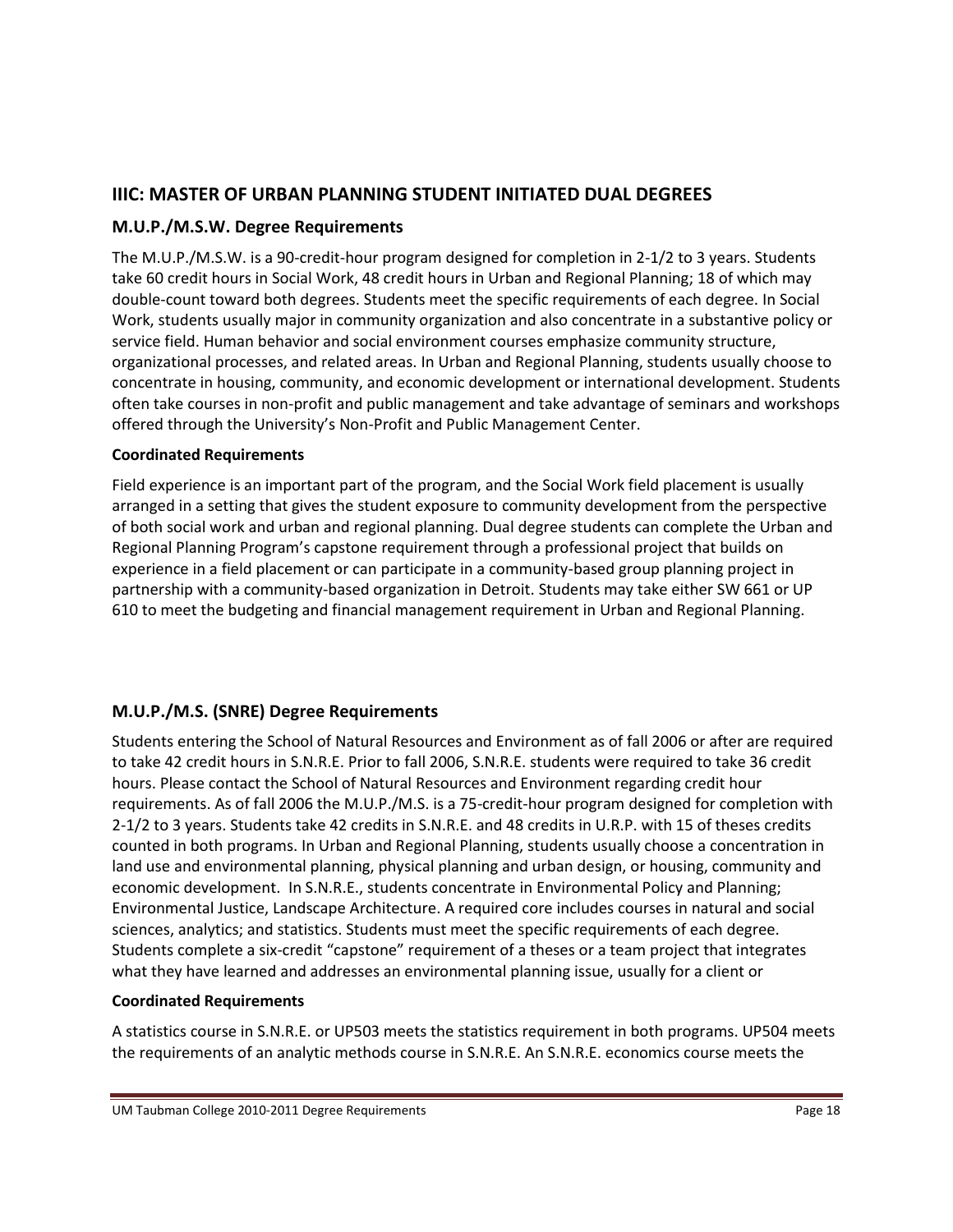## IIIC: MASTER OF URBAN PLANNING STUDENT INITIATED DUAL DEGREES

### M.U.P./M.S.W. Degree Requirements

The M.U.P./M.S.W. is a 90-credit-hour program designed for completion in 2-1/2 to 3 years. Students take 60 credit hours in Social Work, 48 credit hours in Urban and Regional Planning; 18 of which may double-count toward both degrees. Students meet the specific requirements of each degree. In Social Work, students usually major in community organization and also concentrate in a substantive policy or service field. Human behavior and social environment courses emphasize community structure, organizational processes, and related areas. In Urban and Regional Planning, students usually choose to concentrate in housing, community, and economic development or international development. Students often take courses in non-profit and public management and take advantage of seminars and workshops offered through the University's Non-Profit and Public Management Center.

**Coordinated Requirements**

Field experience is an important part of the program, and the Social Work field placement is usually arranged in a setting that gives the student exposure to community development from the perspective of both social work and urban and regional planning. Dual degree students can complete the Urban and Regional Planning Program's capstone requirement through a professional project that builds on experience in a field placement or can participate in a community-based group planning project in partnership with a community-based organization in Detroit. Students may take either SW 661 or UP 610 to meet the budgeting and financial management requirement in Urban and Regional Planning.

### M.U.P./M.S. (SNRE) Degree Requirements

Students entering the School of Natural Resources and Environment as of fall 2006 or after are required to take 42 credit hours in S.N.R.E. Prior to fall 2006, S.N.R.E. students were required to take 36 credit hours. Please contact the School of Natural Resources and Environment regarding credit hour requirements. As of fall 2006 the M.U.P./M.S. is a 75-credit-hour program designed for completion with 2-1/2 to 3 years. Students take 42 credits in S.N.R.E. and 48 credits in U.R.P. with 15 of theses credits counted in both programs. In Urban and Regional Planning, students usually choose a concentration in land use and environmental planning, physical planning and urban design, or housing, community and economic development. In S.N.R.E., students concentrate in Environmental Policy and Planning; Environmental Justice, Landscape Architecture. A required core includes courses in natural and social sciences, analytics; and statistics. Students must meet the specific requirements of each degree. Students complete a six-credit "capstone" requirement of a theses or a team project that integrates what they have learned and addresses an environmental planning issue, usually for a client or

**Coordinated Requirements**

A statistics course in S.N.R.E. or UP503 meets the statistics requirement in both programs. UP504 meets the requirements of an analytic methods course in S.N.R.E. An S.N.R.E. economics course meets the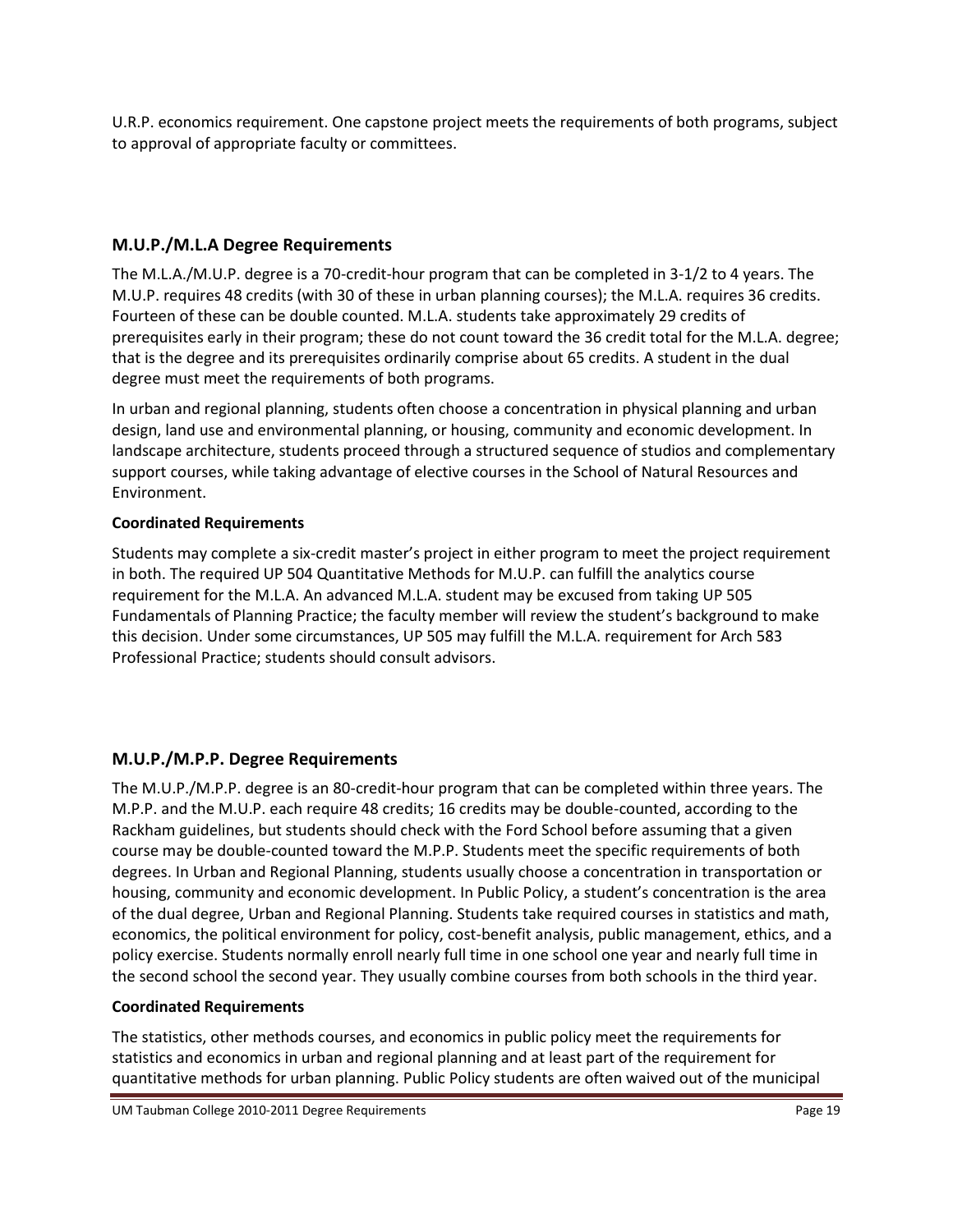U.R.P. economics requirement. One capstone project meets the requirements of both programs, subject to approval of appropriate faculty or committees.

## M.U.P./M.L.A Degree Requirements

The M.L.A./M.U.P. degree is a 70-credit-hour program that can be completed in 3-1/2 to 4 years. The M.U.P. requires 48 credits (with 30 of these in urban planning courses); the M.L.A. requires 36 credits. Fourteen of these can be double counted. M.L.A. students take approximately 29 credits of prerequisites early in their program; these do not count toward the 36 credit total for the M.L.A. degree; that is the degree and its prerequisites ordinarily comprise about 65 credits. A student in the dual degree must meet the requirements of both programs.

In urban and regional planning, students often choose a concentration in physical planning and urban design, land use and environmental planning, or housing, community and economic development. In landscape architecture, students proceed through a structured sequence of studios and complementary support courses, while taking advantage of elective courses in the School of Natural Resources and Environment.

### Coordinated Requirements

Students may complete a six-credit master's project in either program to meet the project requirement in both. The required UP 504 Quantitative Methods for M.U.P. can fulfill the analytics course requirement for the M.L.A. An advanced M.L.A. student may be excused from taking UP 505 Fundamentals of Planning Practice; the faculty member will review the student's background to make this decision. Under some circumstances, UP 505 may fulfill the M.L.A. requirement for Arch 583 Professional Practice; students should consult advisors.

## M.U.P./M.P.P. Degree Requirements

The M.U.P./M.P.P. degree is an 80-credit-hour program that can be completed within three years. The M.P.P. and the M.U.P. each require 48 credits; 16 credits may be double-counted, according to the Rackham guidelines, but students should check with the Ford School before assuming that a given course may be double-counted toward the M.P.P. Students meet the specific requirements of both degrees. In Urban and Regional Planning, students usually choose a concentration in transportation or housing, community and economic development. In Public Policy, a student's concentration is the area of the dual degree, Urban and Regional Planning. Students take required courses in statistics and math, economics, the political environment for policy, cost-benefit analysis, public management, ethics, and a policy exercise. Students normally enroll nearly full time in one school one year and nearly full time in the second school the second year. They usually combine courses from both schools in the third year.

### Coordinated Requirements

The statistics, other methods courses, and economics in public policy meet the requirements for statistics and economics in urban and regional planning and at least part of the requirement for quantitative methods for urban planning. Public Policy students are often waived out of the municipal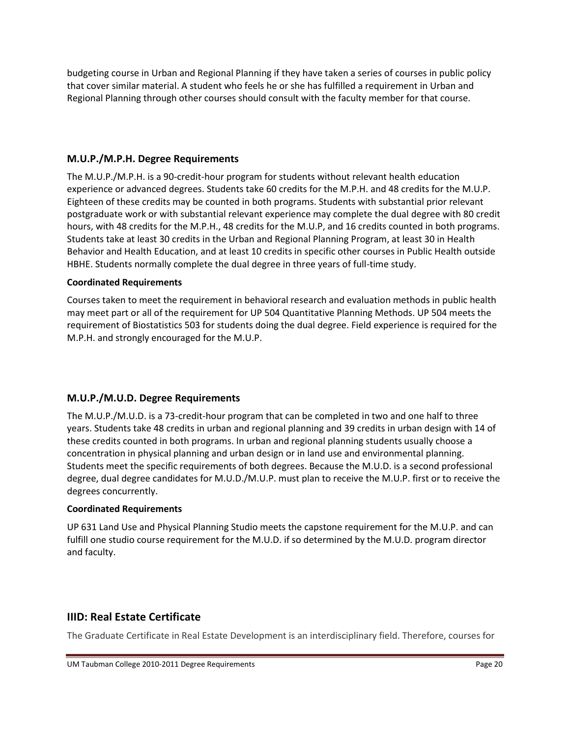budgeting course in Urban and Regional Planning if they have taken a series of courses in public policy that cover similar material. A student who feels he or she has fulfilled a requirement in Urban and Regional Planning through other courses should consult with the faculty member for that course.

### M.U.P./M.P.H. Degree Requirements

The M.U.P./M.P.H. is a 90-credit-hour program for students without relevant health education experience or advanced degrees. Students take 60 credits for the M.P.H. and 48 credits for the M.U.P. Eighteen of these credits may be counted in both programs. Students with substantial prior relevant postgraduate work or with substantial relevant experience may complete the dual degree with 80 credit hours, with 48 credits for the M.P.H., 48 credits for the M.U.P, and 16 credits counted in both programs. Students take at least 30 credits in the Urban and Regional Planning Program, at least 30 in Health Behavior and Health Education, and at least 10 credits in specific other courses in Public Health outside HBHE. Students normally complete the dual degree in three years of full-time study.

#### Coordinated Requirements

Courses taken to meet the requirement in behavioral research and evaluation methods in public health may meet part or all of the requirement for UP 504 Quantitative Planning Methods. UP 504 meets the requirement of Biostatistics 503 for students doing the dual degree. Field experience is required for the M.P.H. and strongly encouraged for the M.U.P.

### M.U.P./M.U.D. Degree Requirements

The M.U.P./M.U.D. is a 73-credit-hour program that can be completed in two and one half to three years. Students take 48 credits in urban and regional planning and 39 credits in urban design with 14 of these credits counted in both programs. In urban and regional planning students usually choose a concentration in physical planning and urban design or in land use and environmental planning. Students meet the specific requirements of both degrees. Because the M.U.D. is a second professional degree, dual degree candidates for M.U.D./M.U.P. must plan to receive the M.U.P. first or to receive the degrees concurrently.

#### Coordinated Requirements

UP 631 Land Use and Physical Planning Studio meets the capstone requirement for the M.U.P. and can fulfill one studio course requirement for the M.U.D. if so determined by the M.U.D. program director and faculty.

## IIID: Real Estate Certificate

The Graduate Certificate in Real Estate Development is an interdisciplinary field. Therefore, courses for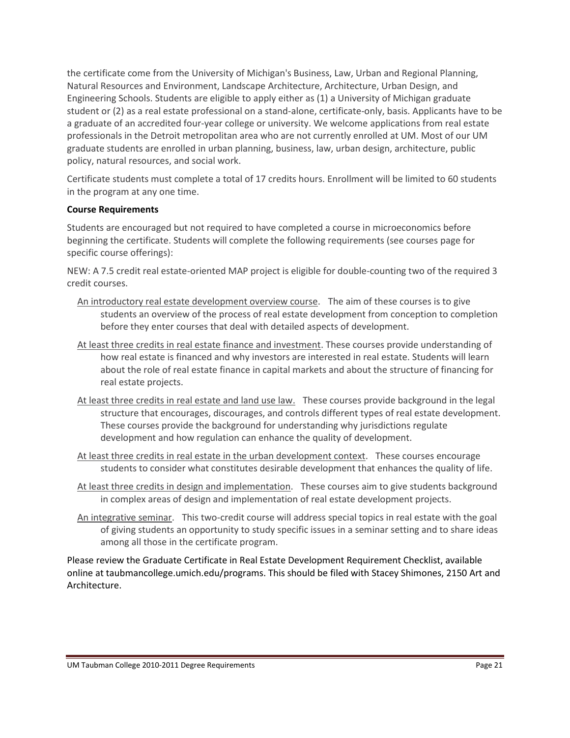the certificate come from the University of Michigan's Business, Law, Urban and Regional Planning, Natural Resources and Environment, Landscape Architecture, Architecture, Urban Design, and Engineering Schools. Students are eligible to apply either as (1) a University of Michigan graduate student or (2) as a real estate professional on a stand-alone, certificate-only, basis. Applicants have to be a graduate of an accredited four-year college or university. We welcome applications from real estate professionals in the Detroit metropolitan area who are not currently enrolled at UM. Most of our UM graduate students are enrolled in urban planning, business, law, urban design, architecture, public policy, natural resources, and social work.

Certificate students must complete a total of 17 credits hours. Enrollment will be limited to 60 students in the program at any one time.

**Course Requirements**

Students are encouraged but not required to have completed a course in microeconomics before beginning the certificate. Students will complete the following requirements (see courses page for specific course offerings):

NEW: A 7.5 credit real estate-oriented MAP project is eligible for double-counting two of the required 3 credit courses.

An introductory real estate development overview course. The aim of these courses is to give students an overview of the process of real estate development from conception to completion before they enter courses that deal with detailed aspects of development.

At least three credits in real estate finance and investment. These courses provide understanding of how real estate is financed and why investors are interested in real estate. Students will learn about the role of real estate finance in capital markets and about the structure of financing for real estate projects.

At least three credits in real estate and land use law. These courses provide background in the legal structure that encourages, discourages, and controls different types of real estate development. These courses provide the background for understanding why jurisdictions regulate development and how regulation can enhance the quality of development.

At least three credits in real estate in the urban development context. These courses encourage students to consider what constitutes desirable development that enhances the quality of life.

At least three credits in design and implementation. These courses aim to give students background in complex areas of design and implementation of real estate development projects.

An integrative seminar. This two-credit course will address special topics in real estate with the goal of giving students an opportunity to study specific issues in a seminar setting and to share ideas among all those in the certificate program.

Please review the Graduate Certificate in Real Estate Development Requirement Checklist, available online at taubmancollege.umich.edu/programs. This should be filed with Stacey Shimones, 2150 Art and Architecture.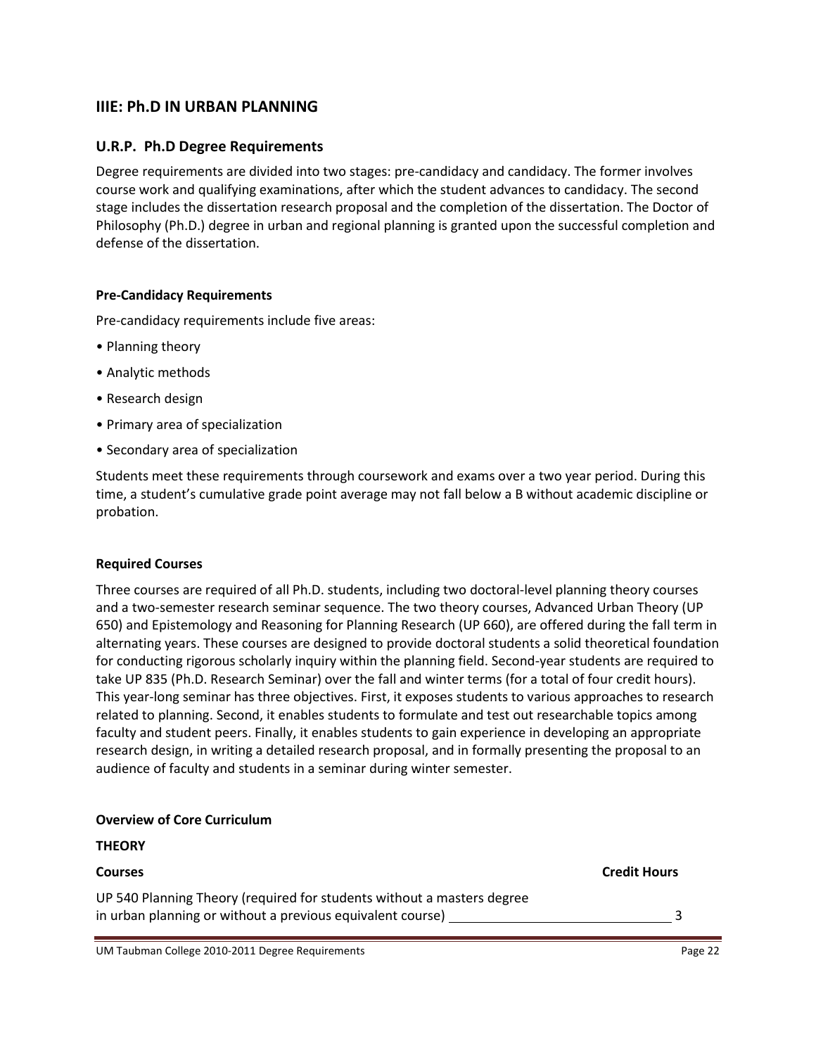## IIIE: Ph.D IN URBAN PLANNING

### U.R.P. Ph.D Degree Requirements

Degree requirements are divided into two stages: pre-candidacy and candidacy. The former involves course work and qualifying examinations, after which the student advances to candidacy. The second stage includes the dissertation research proposal and the completion of the dissertation. The Doctor of Philosophy (Ph.D.) degree in urban and regional planning is granted upon the successful completion and defense of the dissertation.

#### Pre-Candidacy Requirements

Pre-candidacy requirements include five areas:

- Planning theory
- Analytic methods
- Research design
- Primary area of specialization
- Secondary area of specialization

Students meet these requirements through coursework and exams over a two year period. During this time, a student's cumulative grade point average may not fall below a B without academic discipline or probation.

#### Required Courses

Three courses are required of all Ph.D. students, including two doctoral-level planning theory courses and a two-semester research seminar sequence. The two theory courses, Advanced Urban Theory (UP 650) and Epistemology and Reasoning for Planning Research (UP 660), are offered during the fall term in alternating years. These courses are designed to provide doctoral students a solid theoretical foundation for conducting rigorous scholarly inquiry within the planning field. Second-year students are required to take UP 835 (Ph.D. Research Seminar) over the fall and winter terms (for a total of four credit hours). This year-long seminar has three objectives. First, it exposes students to various approaches to research related to planning. Second, it enables students to formulate and test out researchable topics among faculty and student peers. Finally, it enables students to gain experience in developing an appropriate research design, in writing a detailed research proposal, and in formally presenting the proposal to an audience of faculty and students in a seminar during winter semester.

#### Overview of Core Curriculum

**THEORY**

| Courses | Credit Hours |
|---|---|
| UP 540 Planning Theory (required for students without a masters degree in urban planning or without a previous equivalent course) | 3 |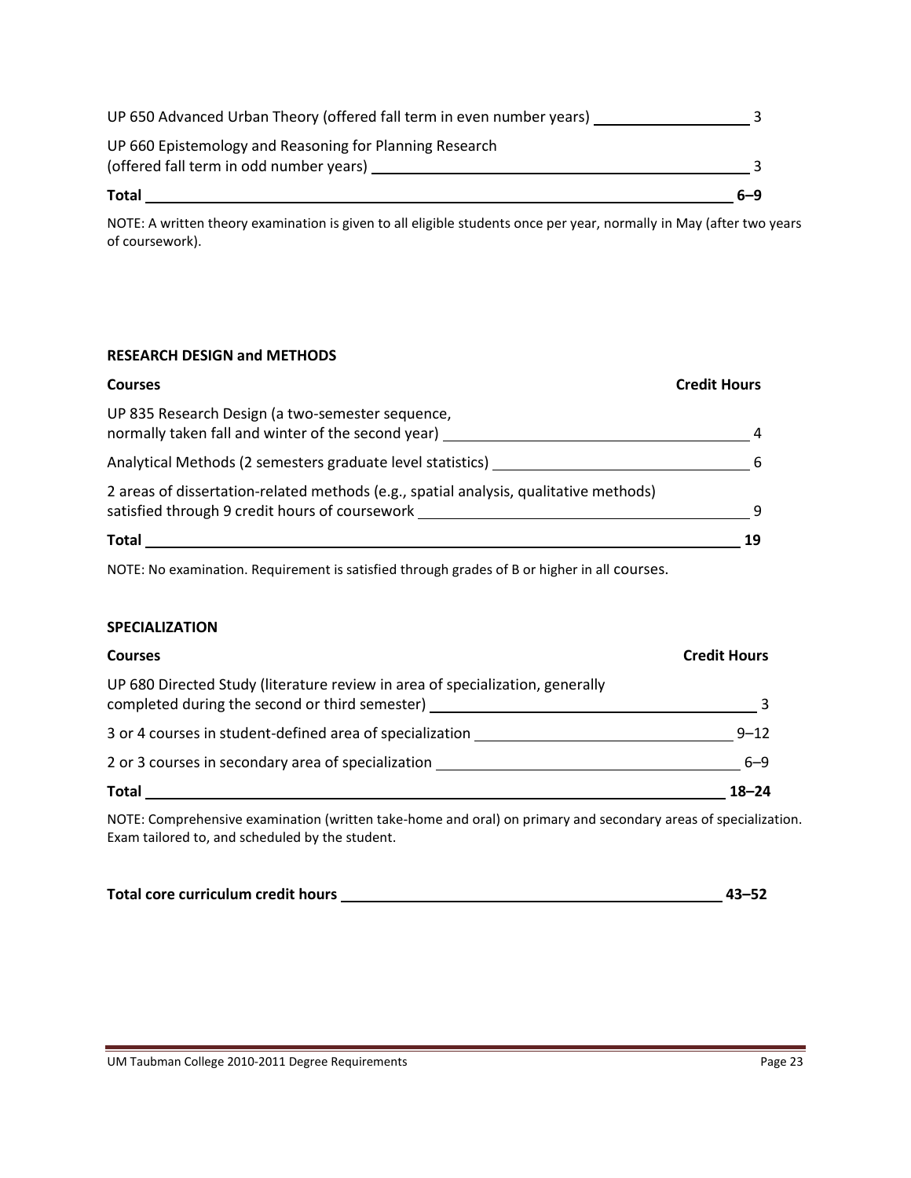| | |
|---|---|
| UP 650 Advanced Urban Theory (offered fall term in even number years) | 3 |
| UP 660 Epistemology and Reasoning for Planning Research (offered fall term in odd number years) | 3 |
| **Total** | **6–9** |

NOTE: A written theory examination is given to all eligible students once per year, normally in May (after two years of coursework).

### RESEARCH DESIGN and METHODS

| Courses | Credit Hours |
|---|---|
| UP 835 Research Design (a two-semester sequence, normally taken fall and winter of the second year) | 4 |
| Analytical Methods (2 semesters graduate level statistics) | 6 |
| 2 areas of dissertation-related methods (e.g., spatial analysis, qualitative methods) satisfied through 9 credit hours of coursework | 9 |
| **Total** | **19** |

NOTE: No examination. Requirement is satisfied through grades of B or higher in all courses.

### SPECIALIZATION

| Courses | Credit Hours |
|---|---|
| UP 680 Directed Study (literature review in area of specialization, generally completed during the second or third semester) | 3 |
| 3 or 4 courses in student-defined area of specialization | 9–12 |
| 2 or 3 courses in secondary area of specialization | 6–9 |
| **Total** | **18–24** |

NOTE: Comprehensive examination (written take-home and oral) on primary and secondary areas of specialization. Exam tailored to, and scheduled by the student.

| | |
|---|---|
| **Total core curriculum credit hours** | **43–52** |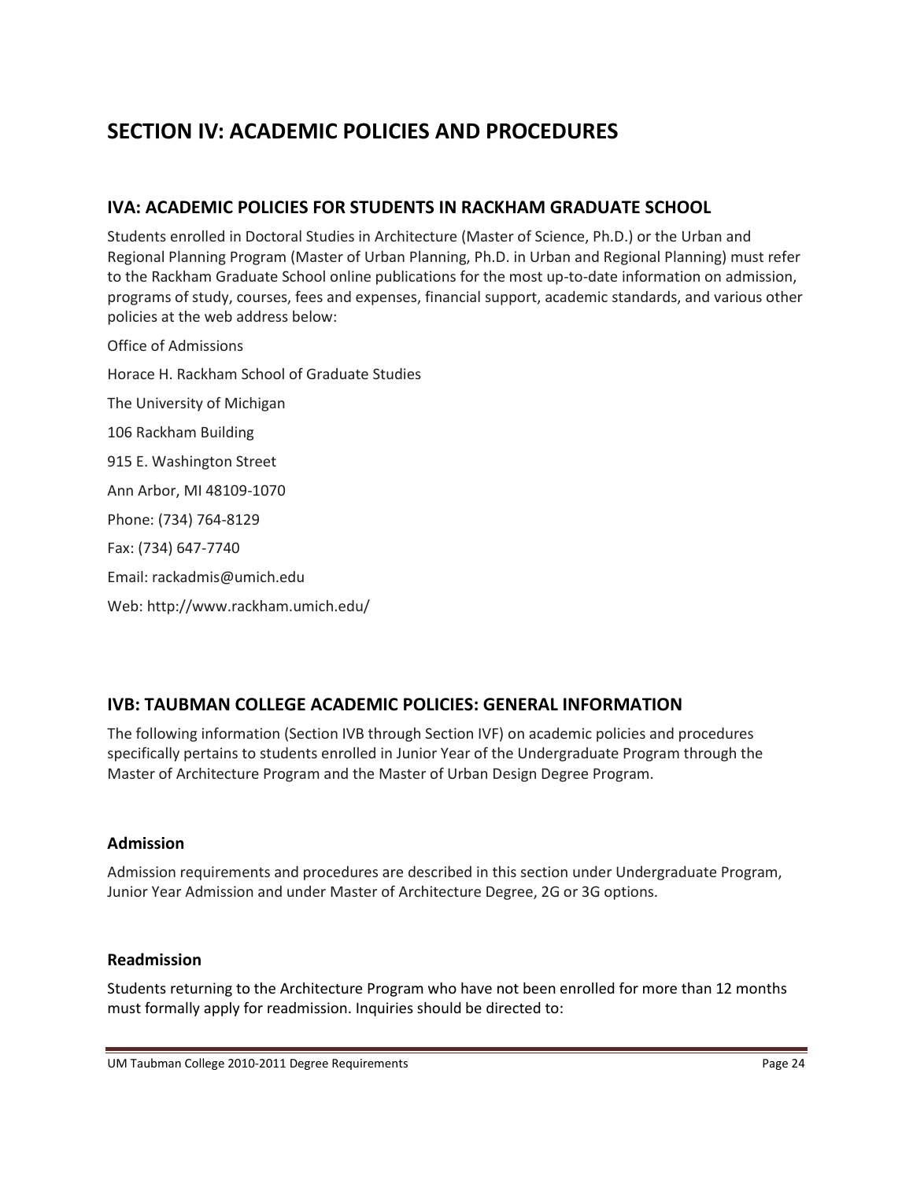# SECTION IV: ACADEMIC POLICIES AND PROCEDURES

## IVA: ACADEMIC POLICIES FOR STUDENTS IN RACKHAM GRADUATE SCHOOL

Students enrolled in Doctoral Studies in Architecture (Master of Science, Ph.D.) or the Urban and Regional Planning Program (Master of Urban Planning, Ph.D. in Urban and Regional Planning) must refer to the Rackham Graduate School online publications for the most up-to-date information on admission, programs of study, courses, fees and expenses, financial support, academic standards, and various other policies at the web address below:

Office of Admissions

Horace H. Rackham School of Graduate Studies

The University of Michigan

106 Rackham Building

915 E. Washington Street

Ann Arbor, MI 48109-1070

Phone: (734) 764-8129

Fax: (734) 647-7740

Email: rackadmis@umich.edu

Web: http://www.rackham.umich.edu/

## IVB: TAUBMAN COLLEGE ACADEMIC POLICIES: GENERAL INFORMATION

The following information (Section IVB through Section IVF) on academic policies and procedures specifically pertains to students enrolled in Junior Year of the Undergraduate Program through the Master of Architecture Program and the Master of Urban Design Degree Program.

### Admission

Admission requirements and procedures are described in this section under Undergraduate Program, Junior Year Admission and under Master of Architecture Degree, 2G or 3G options.

### Readmission

Students returning to the Architecture Program who have not been enrolled for more than 12 months must formally apply for readmission. Inquiries should be directed to: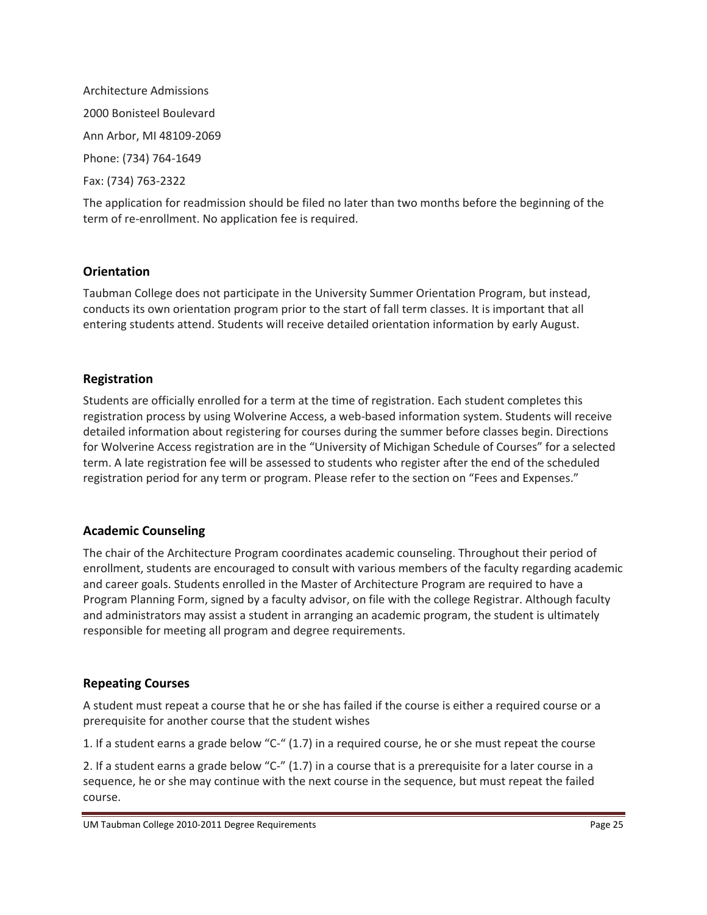Architecture Admissions

2000 Bonisteel Boulevard

Ann Arbor, MI 48109-2069

Phone: (734) 764-1649

Fax: (734) 763-2322

The application for readmission should be filed no later than two months before the beginning of the term of re-enrollment. No application fee is required.

### Orientation

Taubman College does not participate in the University Summer Orientation Program, but instead, conducts its own orientation program prior to the start of fall term classes. It is important that all entering students attend. Students will receive detailed orientation information by early August.

### Registration

Students are officially enrolled for a term at the time of registration. Each student completes this registration process by using Wolverine Access, a web-based information system. Students will receive detailed information about registering for courses during the summer before classes begin. Directions for Wolverine Access registration are in the "University of Michigan Schedule of Courses" for a selected term. A late registration fee will be assessed to students who register after the end of the scheduled registration period for any term or program. Please refer to the section on "Fees and Expenses."

### Academic Counseling

The chair of the Architecture Program coordinates academic counseling. Throughout their period of enrollment, students are encouraged to consult with various members of the faculty regarding academic and career goals. Students enrolled in the Master of Architecture Program are required to have a Program Planning Form, signed by a faculty advisor, on file with the college Registrar. Although faculty and administrators may assist a student in arranging an academic program, the student is ultimately responsible for meeting all program and degree requirements.

### Repeating Courses

A student must repeat a course that he or she has failed if the course is either a required course or a prerequisite for another course that the student wishes

1. If a student earns a grade below "C-" (1.7) in a required course, he or she must repeat the course

2. If a student earns a grade below "C-" (1.7) in a course that is a prerequisite for a later course in a sequence, he or she may continue with the next course in the sequence, but must repeat the failed course.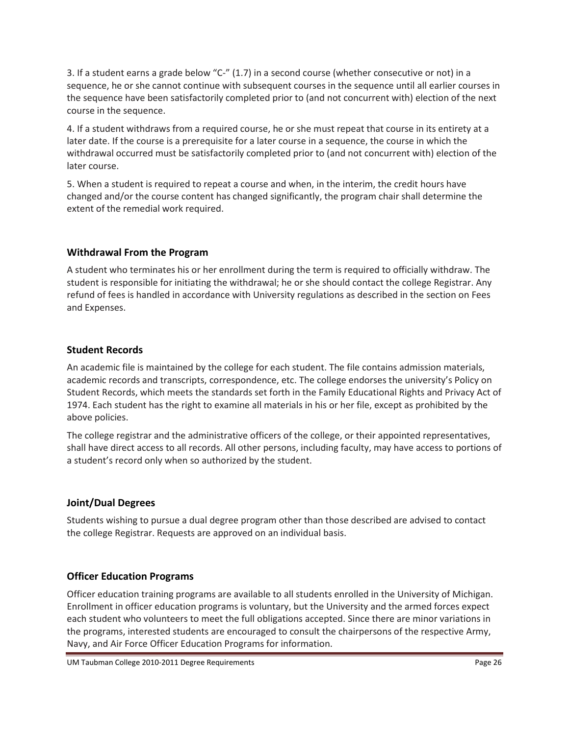3. If a student earns a grade below "C-" (1.7) in a second course (whether consecutive or not) in a sequence, he or she cannot continue with subsequent courses in the sequence until all earlier courses in the sequence have been satisfactorily completed prior to (and not concurrent with) election of the next course in the sequence.

4. If a student withdraws from a required course, he or she must repeat that course in its entirety at a later date. If the course is a prerequisite for a later course in a sequence, the course in which the withdrawal occurred must be satisfactorily completed prior to (and not concurrent with) election of the later course.

5. When a student is required to repeat a course and when, in the interim, the credit hours have changed and/or the course content has changed significantly, the program chair shall determine the extent of the remedial work required.

### Withdrawal From the Program

A student who terminates his or her enrollment during the term is required to officially withdraw. The student is responsible for initiating the withdrawal; he or she should contact the college Registrar. Any refund of fees is handled in accordance with University regulations as described in the section on Fees and Expenses.

### Student Records

An academic file is maintained by the college for each student. The file contains admission materials, academic records and transcripts, correspondence, etc. The college endorses the university's Policy on Student Records, which meets the standards set forth in the Family Educational Rights and Privacy Act of 1974. Each student has the right to examine all materials in his or her file, except as prohibited by the above policies.

The college registrar and the administrative officers of the college, or their appointed representatives, shall have direct access to all records. All other persons, including faculty, may have access to portions of a student's record only when so authorized by the student.

### Joint/Dual Degrees

Students wishing to pursue a dual degree program other than those described are advised to contact the college Registrar. Requests are approved on an individual basis.

### Officer Education Programs

Officer education training programs are available to all students enrolled in the University of Michigan. Enrollment in officer education programs is voluntary, but the University and the armed forces expect each student who volunteers to meet the full obligations accepted. Since there are minor variations in the programs, interested students are encouraged to consult the chairpersons of the respective Army, Navy, and Air Force Officer Education Programs for information.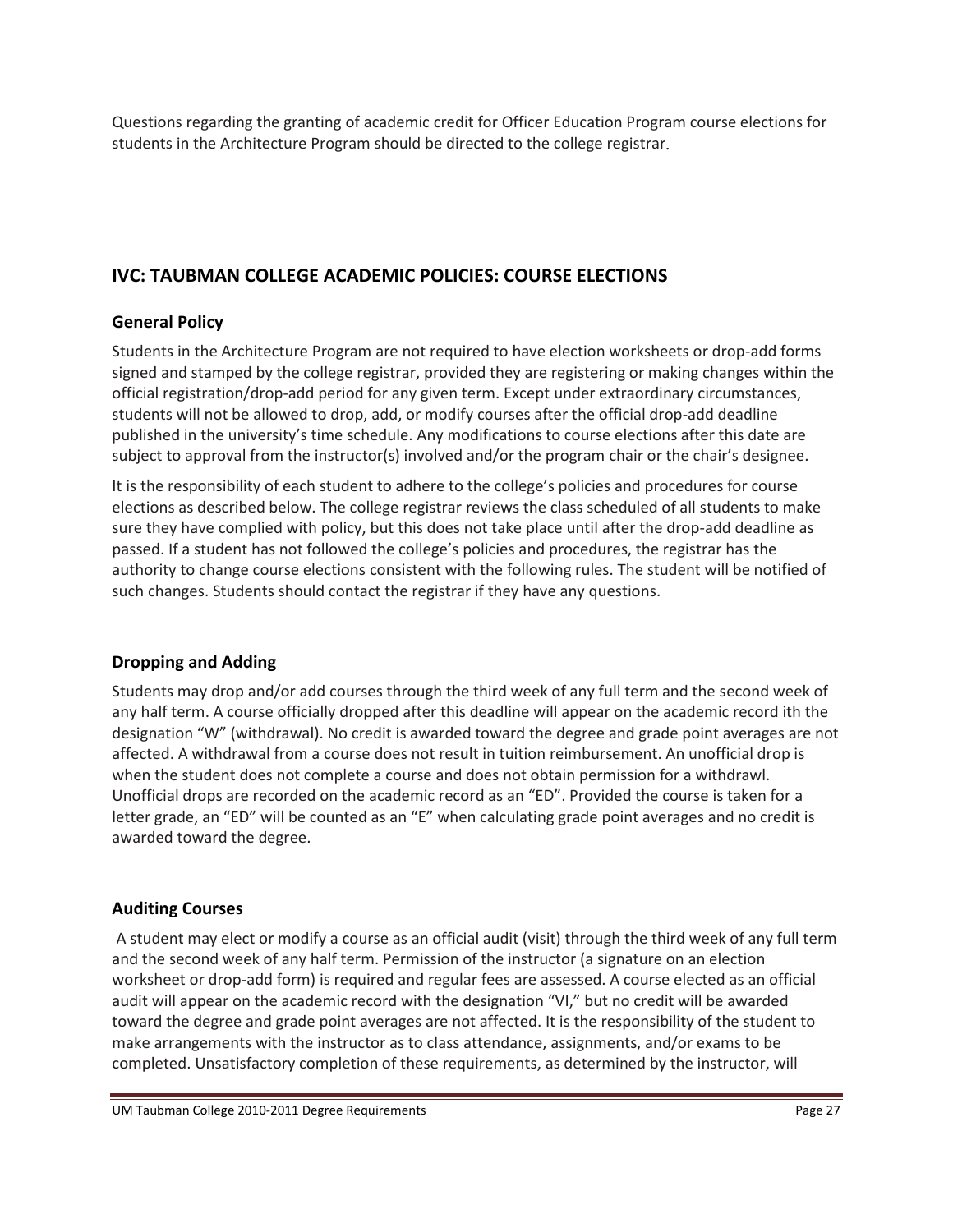Questions regarding the granting of academic credit for Officer Education Program course elections for students in the Architecture Program should be directed to the college registrar.

## IVC: TAUBMAN COLLEGE ACADEMIC POLICIES: COURSE ELECTIONS

### General Policy

Students in the Architecture Program are not required to have election worksheets or drop-add forms signed and stamped by the college registrar, provided they are registering or making changes within the official registration/drop-add period for any given term. Except under extraordinary circumstances, students will not be allowed to drop, add, or modify courses after the official drop-add deadline published in the university's time schedule. Any modifications to course elections after this date are subject to approval from the instructor(s) involved and/or the program chair or the chair's designee.

It is the responsibility of each student to adhere to the college's policies and procedures for course elections as described below. The college registrar reviews the class scheduled of all students to make sure they have complied with policy, but this does not take place until after the drop-add deadline as passed. If a student has not followed the college's policies and procedures, the registrar has the authority to change course elections consistent with the following rules. The student will be notified of such changes. Students should contact the registrar if they have any questions.

### Dropping and Adding

Students may drop and/or add courses through the third week of any full term and the second week of any half term. A course officially dropped after this deadline will appear on the academic record ith the designation "W" (withdrawal). No credit is awarded toward the degree and grade point averages are not affected. A withdrawal from a course does not result in tuition reimbursement. An unofficial drop is when the student does not complete a course and does not obtain permission for a withdrawl. Unofficial drops are recorded on the academic record as an "ED". Provided the course is taken for a letter grade, an "ED" will be counted as an "E" when calculating grade point averages and no credit is awarded toward the degree.

### Auditing Courses

A student may elect or modify a course as an official audit (visit) through the third week of any full term and the second week of any half term. Permission of the instructor (a signature on an election worksheet or drop-add form) is required and regular fees are assessed. A course elected as an official audit will appear on the academic record with the designation "VI," but no credit will be awarded toward the degree and grade point averages are not affected. It is the responsibility of the student to make arrangements with the instructor as to class attendance, assignments, and/or exams to be completed. Unsatisfactory completion of these requirements, as determined by the instructor, will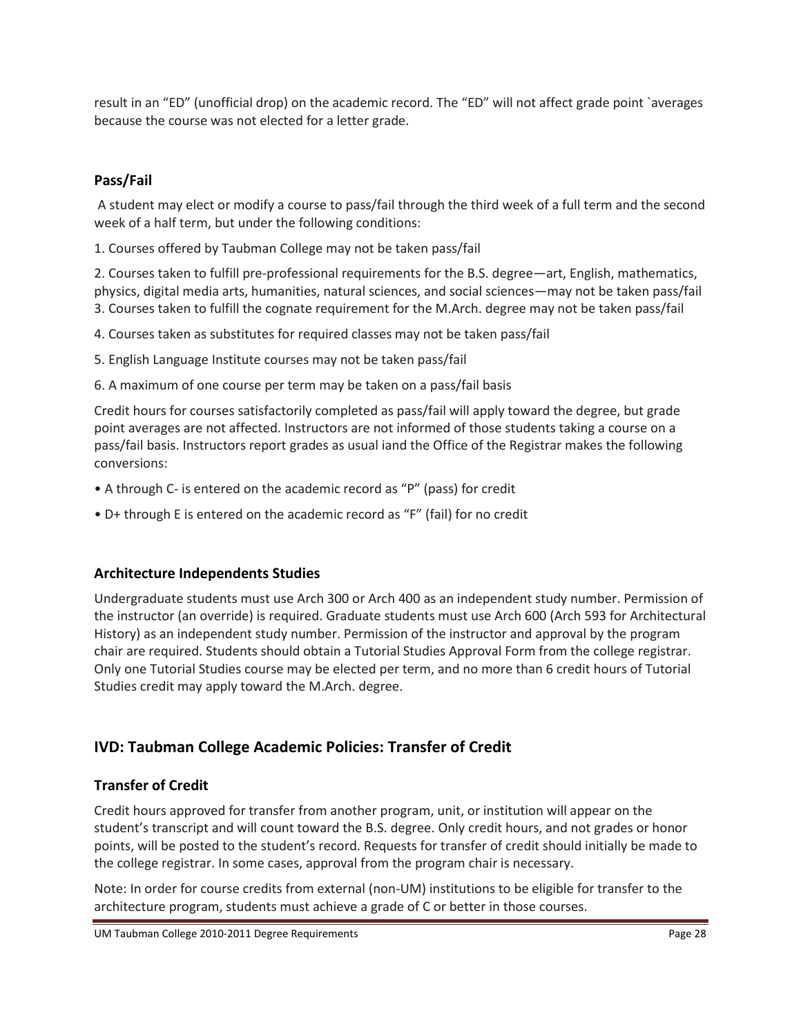result in an "ED" (unofficial drop) on the academic record. The "ED" will not affect grade point `averages because the course was not elected for a letter grade.

### Pass/Fail

A student may elect or modify a course to pass/fail through the third week of a full term and the second week of a half term, but under the following conditions:

1. Courses offered by Taubman College may not be taken pass/fail
2. Courses taken to fulfill pre-professional requirements for the B.S. degree—art, English, mathematics, physics, digital media arts, humanities, natural sciences, and social sciences—may not be taken pass/fail
3. Courses taken to fulfill the cognate requirement for the M.Arch. degree may not be taken pass/fail
4. Courses taken as substitutes for required classes may not be taken pass/fail
5. English Language Institute courses may not be taken pass/fail
6. A maximum of one course per term may be taken on a pass/fail basis

Credit hours for courses satisfactorily completed as pass/fail will apply toward the degree, but grade point averages are not affected. Instructors are not informed of those students taking a course on a pass/fail basis. Instructors report grades as usual iand the Office of the Registrar makes the following conversions:

- A through C- is entered on the academic record as "P" (pass) for credit
- D+ through E is entered on the academic record as "F" (fail) for no credit

### Architecture Independents Studies

Undergraduate students must use Arch 300 or Arch 400 as an independent study number. Permission of the instructor (an override) is required. Graduate students must use Arch 600 (Arch 593 for Architectural History) as an independent study number. Permission of the instructor and approval by the program chair are required. Students should obtain a Tutorial Studies Approval Form from the college registrar. Only one Tutorial Studies course may be elected per term, and no more than 6 credit hours of Tutorial Studies credit may apply toward the M.Arch. degree.

## IVD: Taubman College Academic Policies: Transfer of Credit

### Transfer of Credit

Credit hours approved for transfer from another program, unit, or institution will appear on the student's transcript and will count toward the B.S. degree. Only credit hours, and not grades or honor points, will be posted to the student's record. Requests for transfer of credit should initially be made to the college registrar. In some cases, approval from the program chair is necessary.

Note: In order for course credits from external (non-UM) institutions to be eligible for transfer to the architecture program, students must achieve a grade of C or better in those courses.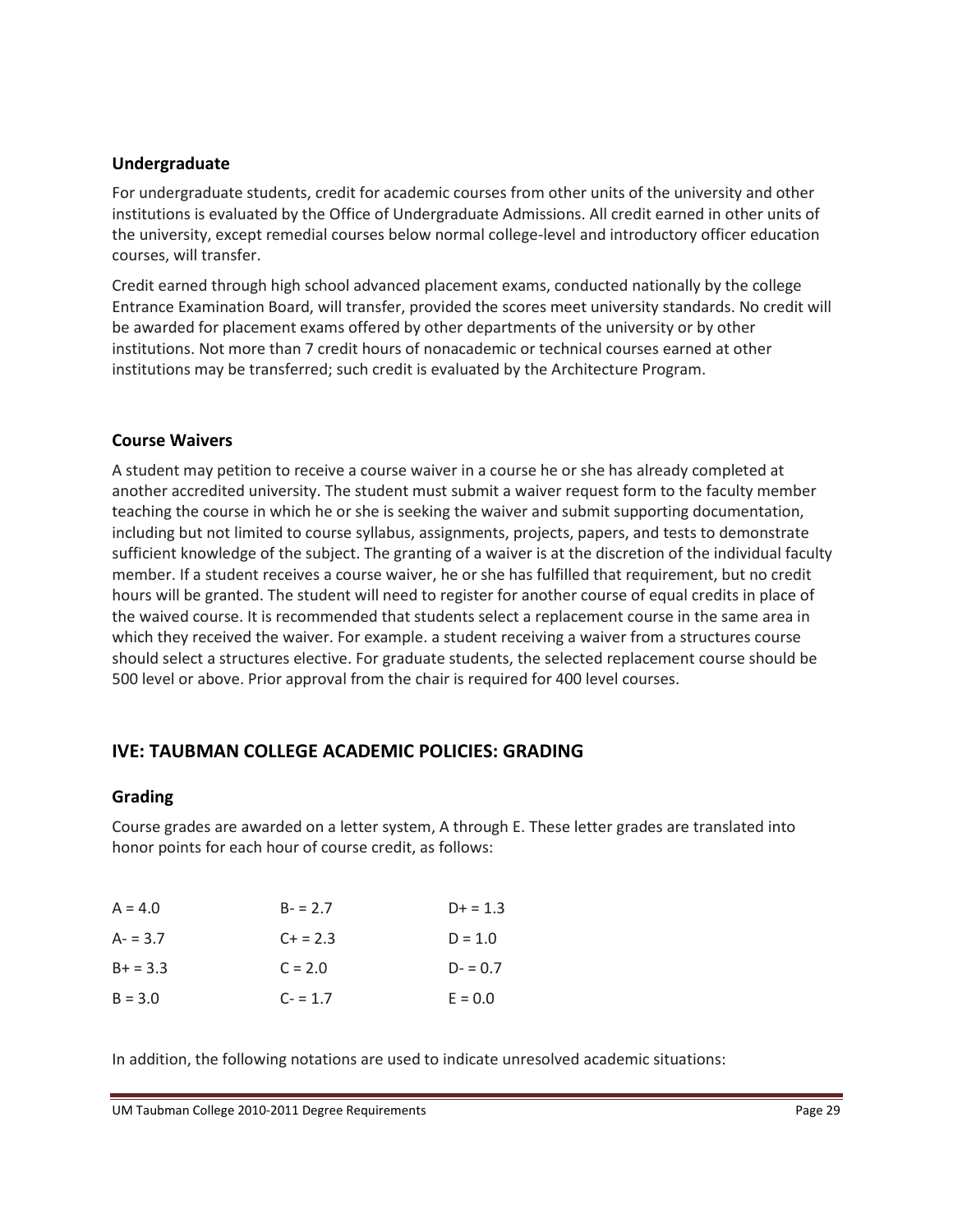### Undergraduate

For undergraduate students, credit for academic courses from other units of the university and other institutions is evaluated by the Office of Undergraduate Admissions. All credit earned in other units of the university, except remedial courses below normal college-level and introductory officer education courses, will transfer.

Credit earned through high school advanced placement exams, conducted nationally by the college Entrance Examination Board, will transfer, provided the scores meet university standards. No credit will be awarded for placement exams offered by other departments of the university or by other institutions. Not more than 7 credit hours of nonacademic or technical courses earned at other institutions may be transferred; such credit is evaluated by the Architecture Program.

### Course Waivers

A student may petition to receive a course waiver in a course he or she has already completed at another accredited university. The student must submit a waiver request form to the faculty member teaching the course in which he or she is seeking the waiver and submit supporting documentation, including but not limited to course syllabus, assignments, projects, papers, and tests to demonstrate sufficient knowledge of the subject. The granting of a waiver is at the discretion of the individual faculty member. If a student receives a course waiver, he or she has fulfilled that requirement, but no credit hours will be granted. The student will need to register for another course of equal credits in place of the waived course. It is recommended that students select a replacement course in the same area in which they received the waiver. For example. a student receiving a waiver from a structures course should select a structures elective. For graduate students, the selected replacement course should be 500 level or above. Prior approval from the chair is required for 400 level courses.

## IVE: TAUBMAN COLLEGE ACADEMIC POLICIES: GRADING

### Grading

Course grades are awarded on a letter system, A through E. These letter grades are translated into honor points for each hour of course credit, as follows:

| | | |
|---|---|---|
| A = 4.0 | B- = 2.7 | D+ = 1.3 |
| A- = 3.7 | C+ = 2.3 | D = 1.0 |
| B+ = 3.3 | C = 2.0 | D- = 0.7 |
| B = 3.0 | C- = 1.7 | E = 0.0 |

In addition, the following notations are used to indicate unresolved academic situations: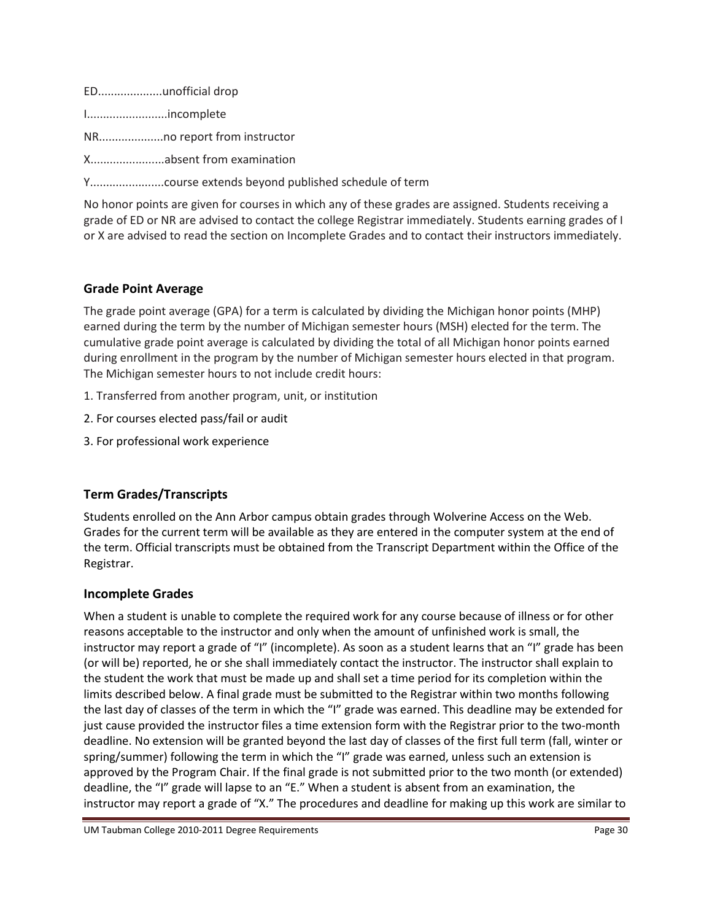ED....................unofficial drop

I.........................incomplete

NR....................no report from instructor

X.......................absent from examination

Y.......................course extends beyond published schedule of term

No honor points are given for courses in which any of these grades are assigned. Students receiving a grade of ED or NR are advised to contact the college Registrar immediately. Students earning grades of I or X are advised to read the section on Incomplete Grades and to contact their instructors immediately.

## Grade Point Average

The grade point average (GPA) for a term is calculated by dividing the Michigan honor points (MHP) earned during the term by the number of Michigan semester hours (MSH) elected for the term. The cumulative grade point average is calculated by dividing the total of all Michigan honor points earned during enrollment in the program by the number of Michigan semester hours elected in that program. The Michigan semester hours to not include credit hours:

1. Transferred from another program, unit, or institution
2. For courses elected pass/fail or audit
3. For professional work experience

## Term Grades/Transcripts

Students enrolled on the Ann Arbor campus obtain grades through Wolverine Access on the Web. Grades for the current term will be available as they are entered in the computer system at the end of the term. Official transcripts must be obtained from the Transcript Department within the Office of the Registrar.

## Incomplete Grades

When a student is unable to complete the required work for any course because of illness or for other reasons acceptable to the instructor and only when the amount of unfinished work is small, the instructor may report a grade of "I" (incomplete). As soon as a student learns that an "I" grade has been (or will be) reported, he or she shall immediately contact the instructor. The instructor shall explain to the student the work that must be made up and shall set a time period for its completion within the limits described below. A final grade must be submitted to the Registrar within two months following the last day of classes of the term in which the "I" grade was earned. This deadline may be extended for just cause provided the instructor files a time extension form with the Registrar prior to the two-month deadline. No extension will be granted beyond the last day of classes of the first full term (fall, winter or spring/summer) following the term in which the "I" grade was earned, unless such an extension is approved by the Program Chair. If the final grade is not submitted prior to the two month (or extended) deadline, the "I" grade will lapse to an "E." When a student is absent from an examination, the instructor may report a grade of "X." The procedures and deadline for making up this work are similar to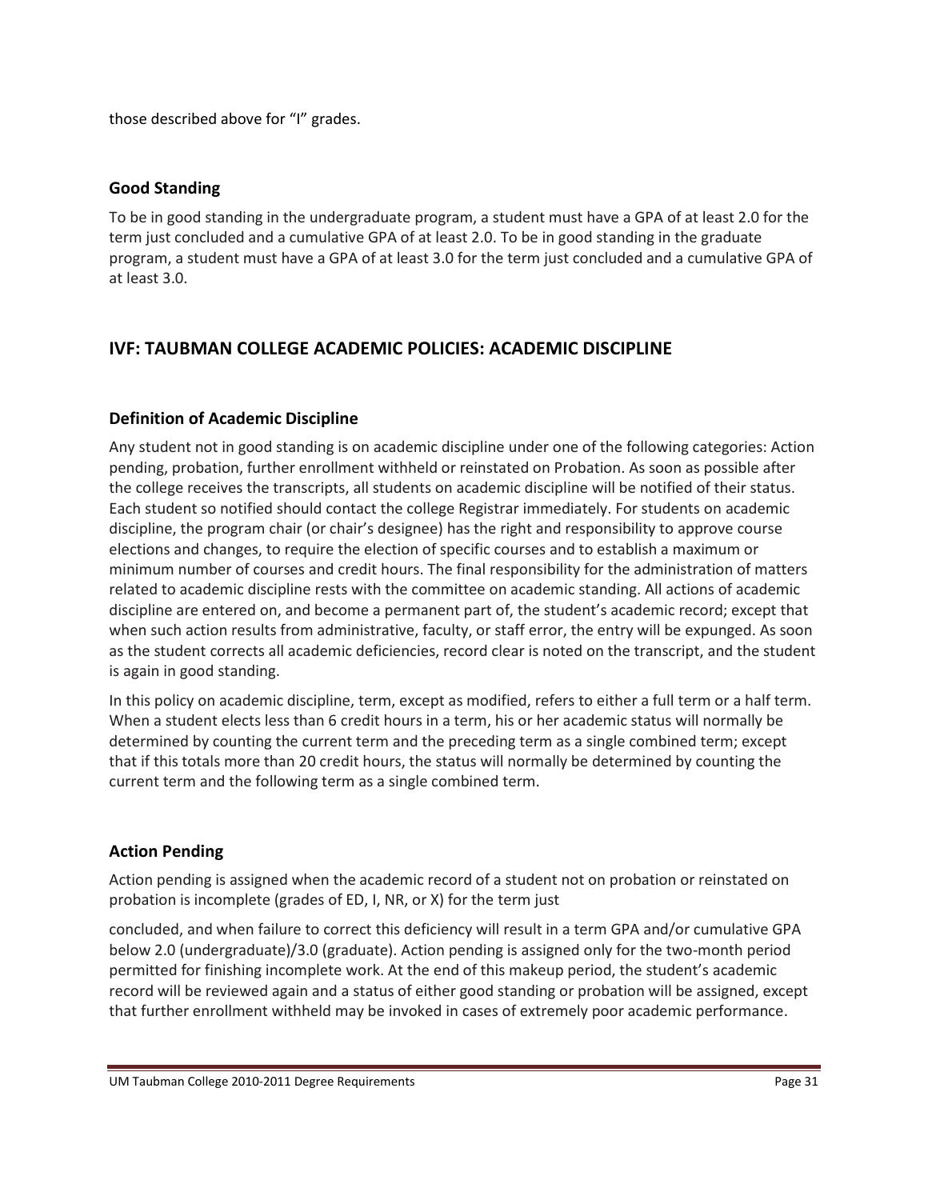those described above for “I” grades.

### Good Standing

To be in good standing in the undergraduate program, a student must have a GPA of at least 2.0 for the term just concluded and a cumulative GPA of at least 2.0. To be in good standing in the graduate program, a student must have a GPA of at least 3.0 for the term just concluded and a cumulative GPA of at least 3.0.

## IVF: TAUBMAN COLLEGE ACADEMIC POLICIES: ACADEMIC DISCIPLINE

### Definition of Academic Discipline

Any student not in good standing is on academic discipline under one of the following categories: Action pending, probation, further enrollment withheld or reinstated on Probation. As soon as possible after the college receives the transcripts, all students on academic discipline will be notified of their status. Each student so notified should contact the college Registrar immediately. For students on academic discipline, the program chair (or chair’s designee) has the right and responsibility to approve course elections and changes, to require the election of specific courses and to establish a maximum or minimum number of courses and credit hours. The final responsibility for the administration of matters related to academic discipline rests with the committee on academic standing. All actions of academic discipline are entered on, and become a permanent part of, the student’s academic record; except that when such action results from administrative, faculty, or staff error, the entry will be expunged. As soon as the student corrects all academic deficiencies, record clear is noted on the transcript, and the student is again in good standing.

In this policy on academic discipline, term, except as modified, refers to either a full term or a half term. When a student elects less than 6 credit hours in a term, his or her academic status will normally be determined by counting the current term and the preceding term as a single combined term; except that if this totals more than 20 credit hours, the status will normally be determined by counting the current term and the following term as a single combined term.

### Action Pending

Action pending is assigned when the academic record of a student not on probation or reinstated on probation is incomplete (grades of ED, I, NR, or X) for the term just

concluded, and when failure to correct this deficiency will result in a term GPA and/or cumulative GPA below 2.0 (undergraduate)/3.0 (graduate). Action pending is assigned only for the two-month period permitted for finishing incomplete work. At the end of this makeup period, the student’s academic record will be reviewed again and a status of either good standing or probation will be assigned, except that further enrollment withheld may be invoked in cases of extremely poor academic performance.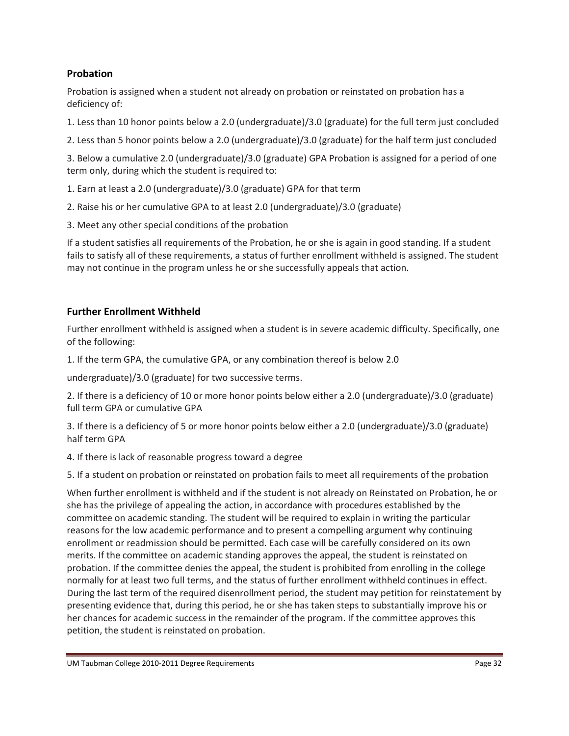## Probation

Probation is assigned when a student not already on probation or reinstated on probation has a deficiency of:

1. Less than 10 honor points below a 2.0 (undergraduate)/3.0 (graduate) for the full term just concluded

2. Less than 5 honor points below a 2.0 (undergraduate)/3.0 (graduate) for the half term just concluded

3. Below a cumulative 2.0 (undergraduate)/3.0 (graduate) GPA Probation is assigned for a period of one term only, during which the student is required to:

1. Earn at least a 2.0 (undergraduate)/3.0 (graduate) GPA for that term

2. Raise his or her cumulative GPA to at least 2.0 (undergraduate)/3.0 (graduate)

3. Meet any other special conditions of the probation

If a student satisfies all requirements of the Probation, he or she is again in good standing. If a student fails to satisfy all of these requirements, a status of further enrollment withheld is assigned. The student may not continue in the program unless he or she successfully appeals that action.

## Further Enrollment Withheld

Further enrollment withheld is assigned when a student is in severe academic difficulty. Specifically, one of the following:

1. If the term GPA, the cumulative GPA, or any combination thereof is below 2.0 undergraduate)/3.0 (graduate) for two successive terms.

2. If there is a deficiency of 10 or more honor points below either a 2.0 (undergraduate)/3.0 (graduate) full term GPA or cumulative GPA

3. If there is a deficiency of 5 or more honor points below either a 2.0 (undergraduate)/3.0 (graduate) half term GPA

4. If there is lack of reasonable progress toward a degree

5. If a student on probation or reinstated on probation fails to meet all requirements of the probation

When further enrollment is withheld and if the student is not already on Reinstated on Probation, he or she has the privilege of appealing the action, in accordance with procedures established by the committee on academic standing. The student will be required to explain in writing the particular reasons for the low academic performance and to present a compelling argument why continuing enrollment or readmission should be permitted. Each case will be carefully considered on its own merits. If the committee on academic standing approves the appeal, the student is reinstated on probation. If the committee denies the appeal, the student is prohibited from enrolling in the college normally for at least two full terms, and the status of further enrollment withheld continues in effect. During the last term of the required disenrollment period, the student may petition for reinstatement by presenting evidence that, during this period, he or she has taken steps to substantially improve his or her chances for academic success in the remainder of the program. If the committee approves this petition, the student is reinstated on probation.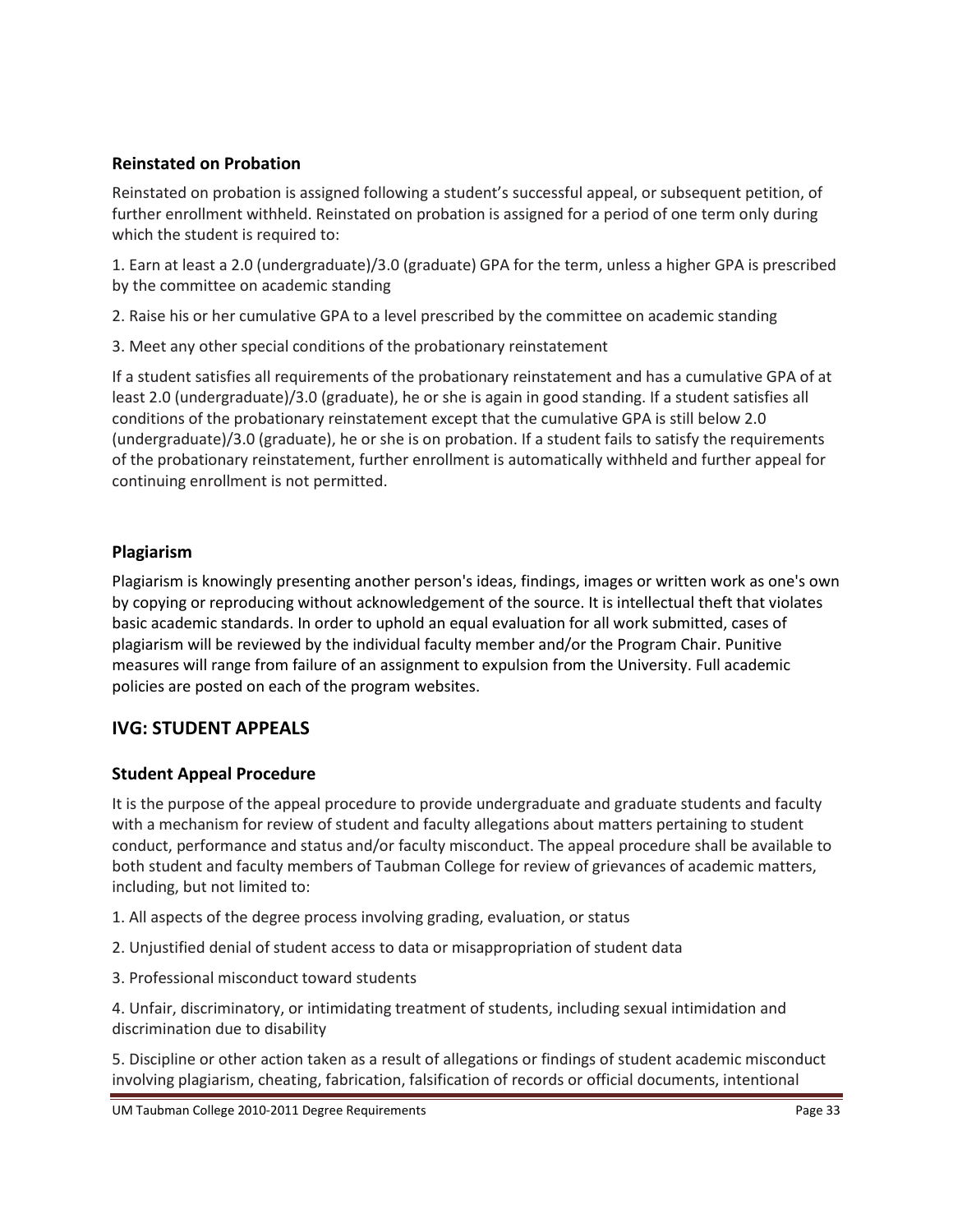### Reinstated on Probation

Reinstated on probation is assigned following a student's successful appeal, or subsequent petition, of further enrollment withheld. Reinstated on probation is assigned for a period of one term only during which the student is required to:

1. Earn at least a 2.0 (undergraduate)/3.0 (graduate) GPA for the term, unless a higher GPA is prescribed by the committee on academic standing

2. Raise his or her cumulative GPA to a level prescribed by the committee on academic standing

3. Meet any other special conditions of the probationary reinstatement

If a student satisfies all requirements of the probationary reinstatement and has a cumulative GPA of at least 2.0 (undergraduate)/3.0 (graduate), he or she is again in good standing. If a student satisfies all conditions of the probationary reinstatement except that the cumulative GPA is still below 2.0 (undergraduate)/3.0 (graduate), he or she is on probation. If a student fails to satisfy the requirements of the probationary reinstatement, further enrollment is automatically withheld and further appeal for continuing enrollment is not permitted.

### Plagiarism

Plagiarism is knowingly presenting another person's ideas, findings, images or written work as one's own by copying or reproducing without acknowledgement of the source. It is intellectual theft that violates basic academic standards. In order to uphold an equal evaluation for all work submitted, cases of plagiarism will be reviewed by the individual faculty member and/or the Program Chair. Punitive measures will range from failure of an assignment to expulsion from the University. Full academic policies are posted on each of the program websites.

## IVG: STUDENT APPEALS

### Student Appeal Procedure

It is the purpose of the appeal procedure to provide undergraduate and graduate students and faculty with a mechanism for review of student and faculty allegations about matters pertaining to student conduct, performance and status and/or faculty misconduct. The appeal procedure shall be available to both student and faculty members of Taubman College for review of grievances of academic matters, including, but not limited to:

1. All aspects of the degree process involving grading, evaluation, or status

2. Unjustified denial of student access to data or misappropriation of student data

3. Professional misconduct toward students

4. Unfair, discriminatory, or intimidating treatment of students, including sexual intimidation and discrimination due to disability

5. Discipline or other action taken as a result of allegations or findings of student academic misconduct involving plagiarism, cheating, fabrication, falsification of records or official documents, intentional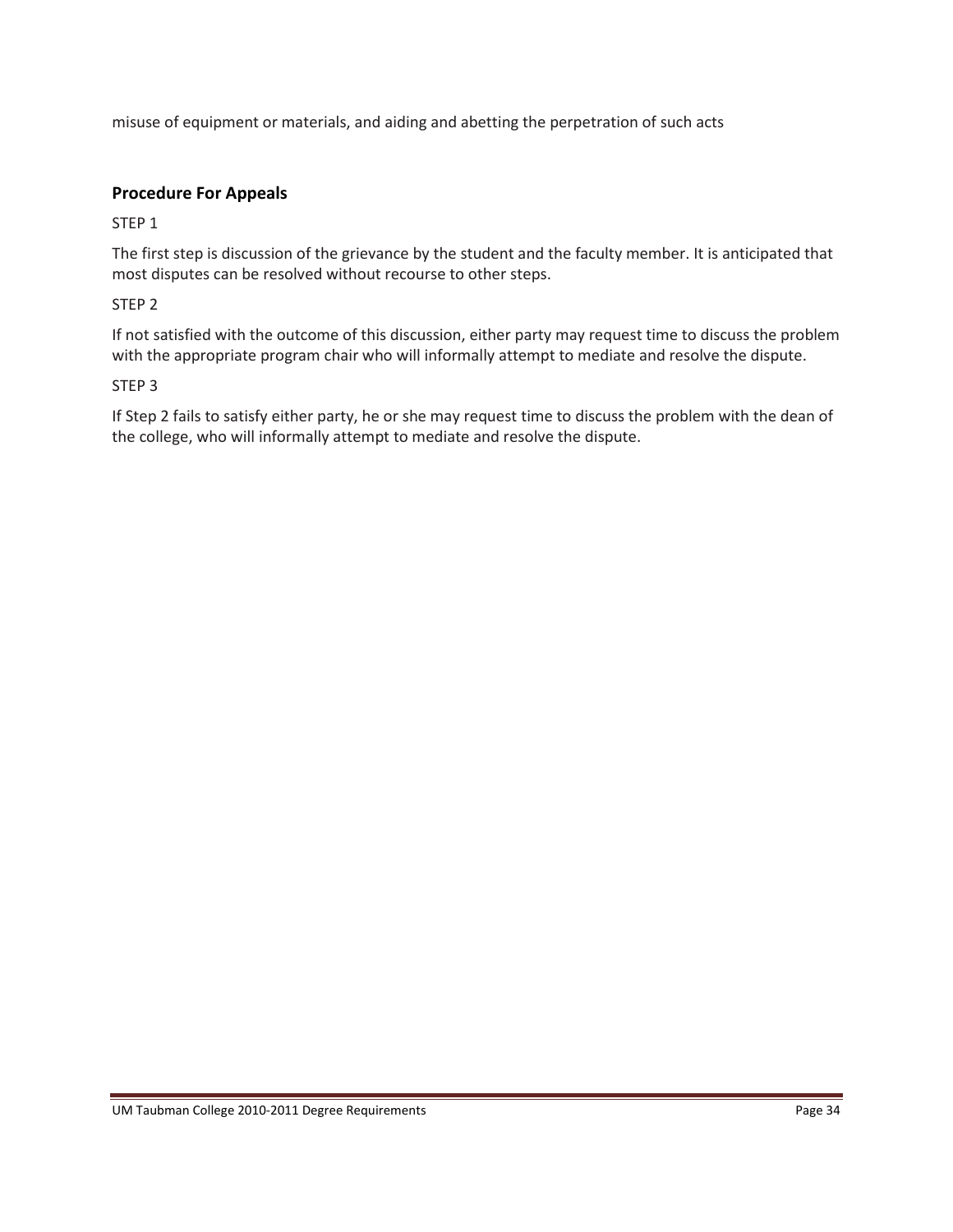misuse of equipment or materials, and aiding and abetting the perpetration of such acts

### Procedure For Appeals

STEP 1

The first step is discussion of the grievance by the student and the faculty member. It is anticipated that most disputes can be resolved without recourse to other steps.

STEP 2

If not satisfied with the outcome of this discussion, either party may request time to discuss the problem with the appropriate program chair who will informally attempt to mediate and resolve the dispute.

STEP 3

If Step 2 fails to satisfy either party, he or she may request time to discuss the problem with the dean of the college, who will informally attempt to mediate and resolve the dispute.